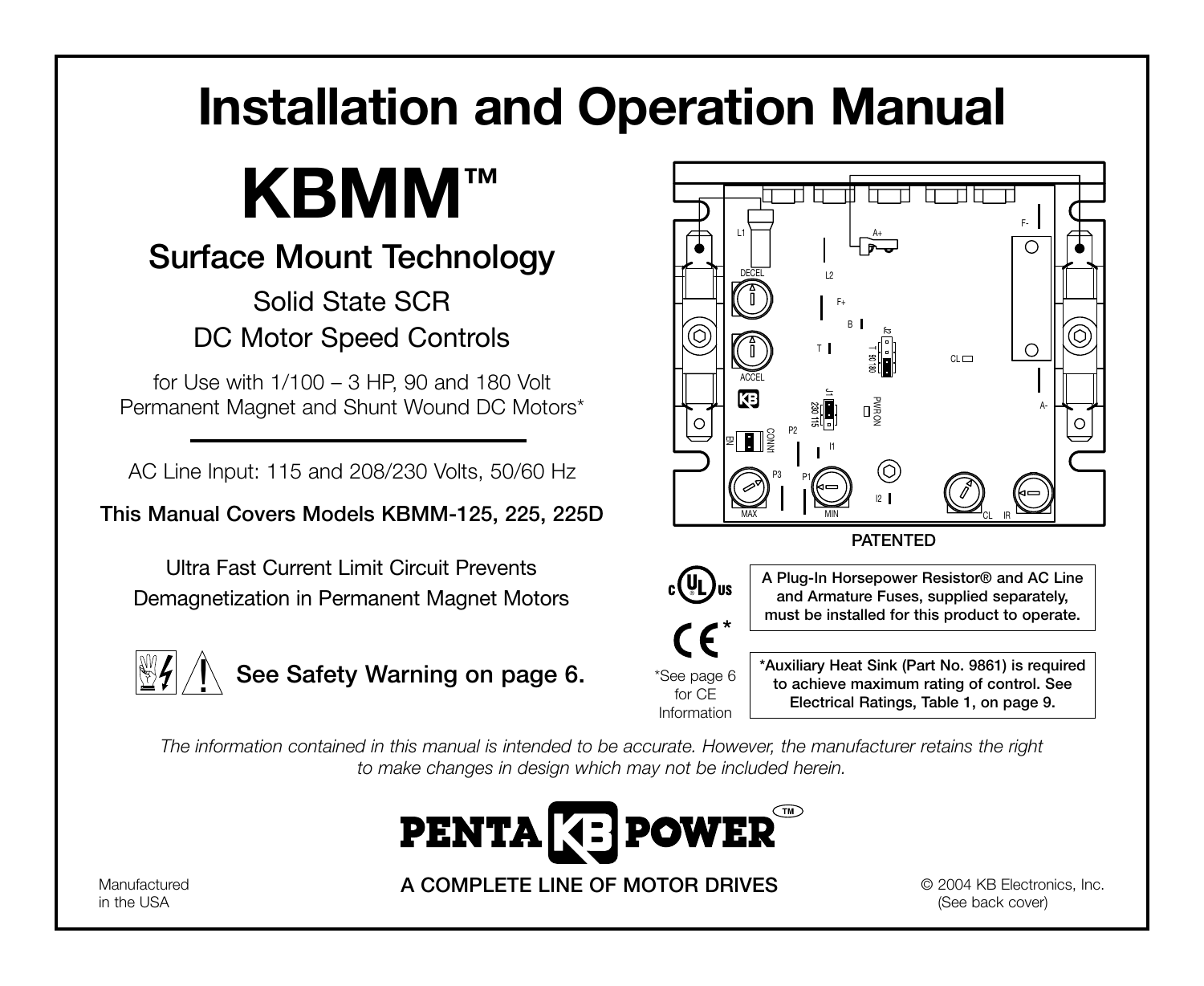# Installation and Operation Manual

# KBMM™

## Surface Mount Technology

Solid State SCR
DC Motor Speed Controls

for Use with 1/100 – 3 HP, 90 and 180 Volt
Permanent Magnet and Shunt Wound DC Motors*

AC Line Input: 115 and 208/230 Volts, 50/60 Hz

**This Manual Covers Models KBMM-125, 225, 225D**

Ultra Fast Current Limit Circuit Prevents
Demagnetization in Permanent Magnet Motors

See Safety Warning on page 6.

PATENTED

**A Plug-In Horsepower Resistor® and AC Line and Armature Fuses, supplied separately, must be installed for this product to operate.**

*See page 6 for CE Information

***Auxiliary Heat Sink (Part No. 9861) is required to achieve maximum rating of control. See Electrical Ratings, Table 1, on page 9.**

*The information contained in this manual is intended to be accurate. However, the manufacturer retains the right to make changes in design which may not be included herein.*

PENTA KB POWER™

A COMPLETE LINE OF MOTOR DRIVES

Manufactured in the USA

© 2004 KB Electronics, Inc. (See back cover)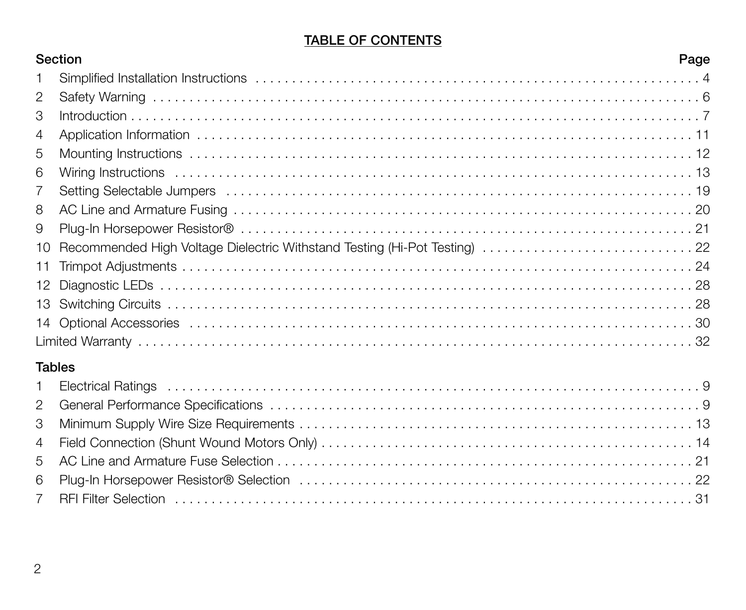# TABLE OF CONTENTS

| Section | | Page |
|---|---|---|
| 1 | Simplified Installation Instructions | 4 |
| 2 | Safety Warning | 6 |
| 3 | Introduction | 7 |
| 4 | Application Information | 11 |
| 5 | Mounting Instructions | 12 |
| 6 | Wiring Instructions | 13 |
| 7 | Setting Selectable Jumpers | 19 |
| 8 | AC Line and Armature Fusing | 20 |
| 9 | Plug-In Horsepower Resistor® | 21 |
| 10 | Recommended High Voltage Dielectric Withstand Testing (Hi-Pot Testing) | 22 |
| 11 | Trimpot Adjustments | 24 |
| 12 | Diagnostic LEDs | 28 |
| 13 | Switching Circuits | 28 |
| 14 | Optional Accessories | 30 |
| Limited Warranty | | 32 |

## Tables

| | | Page |
|---|---|---|
| 1 | Electrical Ratings | 9 |
| 2 | General Performance Specifications | 9 |
| 3 | Minimum Supply Wire Size Requirements | 13 |
| 4 | Field Connection (Shunt Wound Motors Only) | 14 |
| 5 | AC Line and Armature Fuse Selection | 21 |
| 6 | Plug-In Horsepower Resistor® Selection | 22 |
| 7 | RFI Filter Selection | 31 |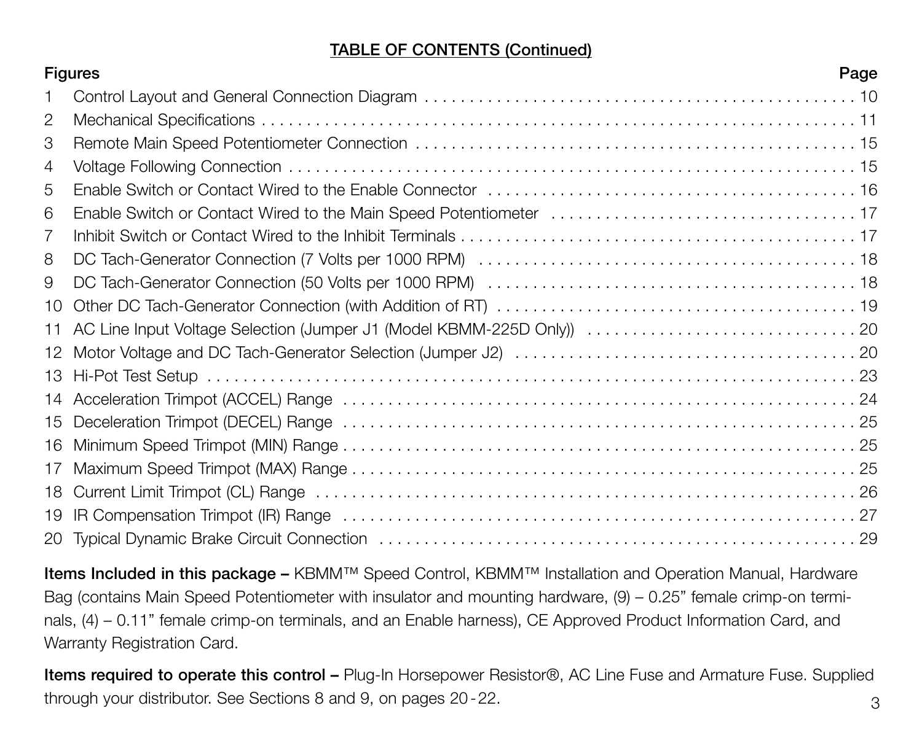## TABLE OF CONTENTS (Continued)

| Figures | | Page |
|---|---|---|
| 1 | Control Layout and General Connection Diagram | 10 |
| 2 | Mechanical Specifications | 11 |
| 3 | Remote Main Speed Potentiometer Connection | 15 |
| 4 | Voltage Following Connection | 15 |
| 5 | Enable Switch or Contact Wired to the Enable Connector | 16 |
| 6 | Enable Switch or Contact Wired to the Main Speed Potentiometer | 17 |
| 7 | Inhibit Switch or Contact Wired to the Inhibit Terminals | 17 |
| 8 | DC Tach-Generator Connection (7 Volts per 1000 RPM) | 18 |
| 9 | DC Tach-Generator Connection (50 Volts per 1000 RPM) | 18 |
| 10 | Other DC Tach-Generator Connection (with Addition of RT) | 19 |
| 11 | AC Line Input Voltage Selection (Jumper J1 (Model KBMM-225D Only)) | 20 |
| 12 | Motor Voltage and DC Tach-Generator Selection (Jumper J2) | 20 |
| 13 | Hi-Pot Test Setup | 23 |
| 14 | Acceleration Trimpot (ACCEL) Range | 24 |
| 15 | Deceleration Trimpot (DECEL) Range | 25 |
| 16 | Minimum Speed Trimpot (MIN) Range | 25 |
| 17 | Maximum Speed Trimpot (MAX) Range | 25 |
| 18 | Current Limit Trimpot (CL) Range | 26 |
| 19 | IR Compensation Trimpot (IR) Range | 27 |
| 20 | Typical Dynamic Brake Circuit Connection | 29 |

**Items Included in this package –** KBMM™ Speed Control, KBMM™ Installation and Operation Manual, Hardware Bag (contains Main Speed Potentiometer with insulator and mounting hardware, (9) – 0.25" female crimp-on terminals, (4) – 0.11" female crimp-on terminals, and an Enable harness), CE Approved Product Information Card, and Warranty Registration Card.

**Items required to operate this control –** Plug-In Horsepower Resistor®, AC Line Fuse and Armature Fuse. Supplied through your distributor. See Sections 8 and 9, on pages 20 - 22.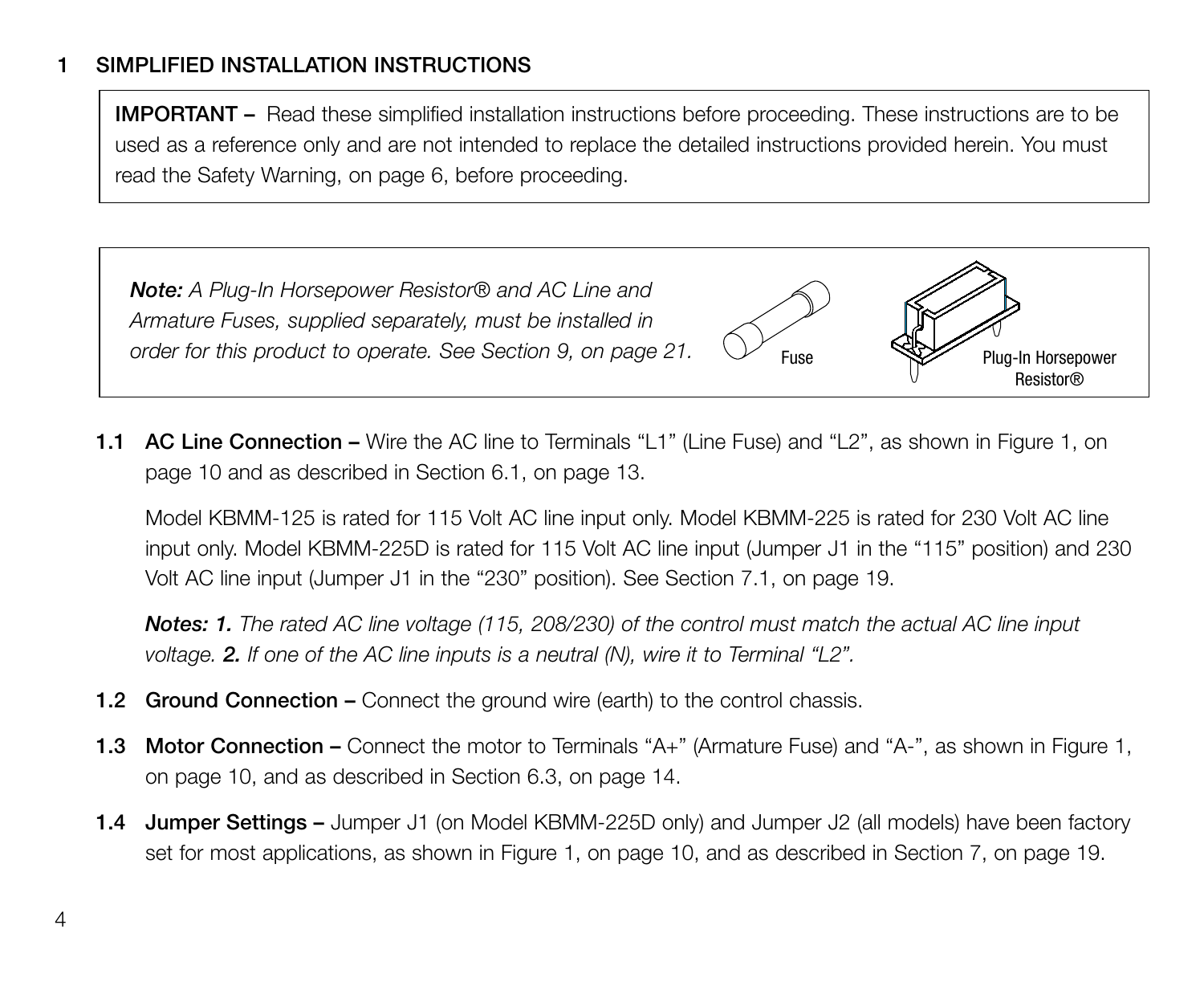## 1 SIMPLIFIED INSTALLATION INSTRUCTIONS

**IMPORTANT –** Read these simplified installation instructions before proceeding. These instructions are to be used as a reference only and are not intended to replace the detailed instructions provided herein. You must read the Safety Warning, on page 6, before proceeding.

***Note:*** *A Plug-In Horsepower Resistor® and AC Line and Armature Fuses, supplied separately, must be installed in order for this product to operate. See Section 9, on page 21.*

Fuse

Plug-In Horsepower Resistor®

**1.1 AC Line Connection –** Wire the AC line to Terminals “L1” (Line Fuse) and “L2”, as shown in Figure 1, on page 10 and as described in Section 6.1, on page 13.

Model KBMM-125 is rated for 115 Volt AC line input only. Model KBMM-225 is rated for 230 Volt AC line input only. Model KBMM-225D is rated for 115 Volt AC line input (Jumper J1 in the “115” position) and 230 Volt AC line input (Jumper J1 in the “230” position). See Section 7.1, on page 19.

***Notes: 1.*** *The rated AC line voltage (115, 208/230) of the control must match the actual AC line input voltage.* ***2.*** *If one of the AC line inputs is a neutral (N), wire it to Terminal “L2”.*

**1.2 Ground Connection –** Connect the ground wire (earth) to the control chassis.

**1.3 Motor Connection –** Connect the motor to Terminals “A+” (Armature Fuse) and “A-”, as shown in Figure 1, on page 10, and as described in Section 6.3, on page 14.

**1.4 Jumper Settings –** Jumper J1 (on Model KBMM-225D only) and Jumper J2 (all models) have been factory set for most applications, as shown in Figure 1, on page 10, and as described in Section 7, on page 19.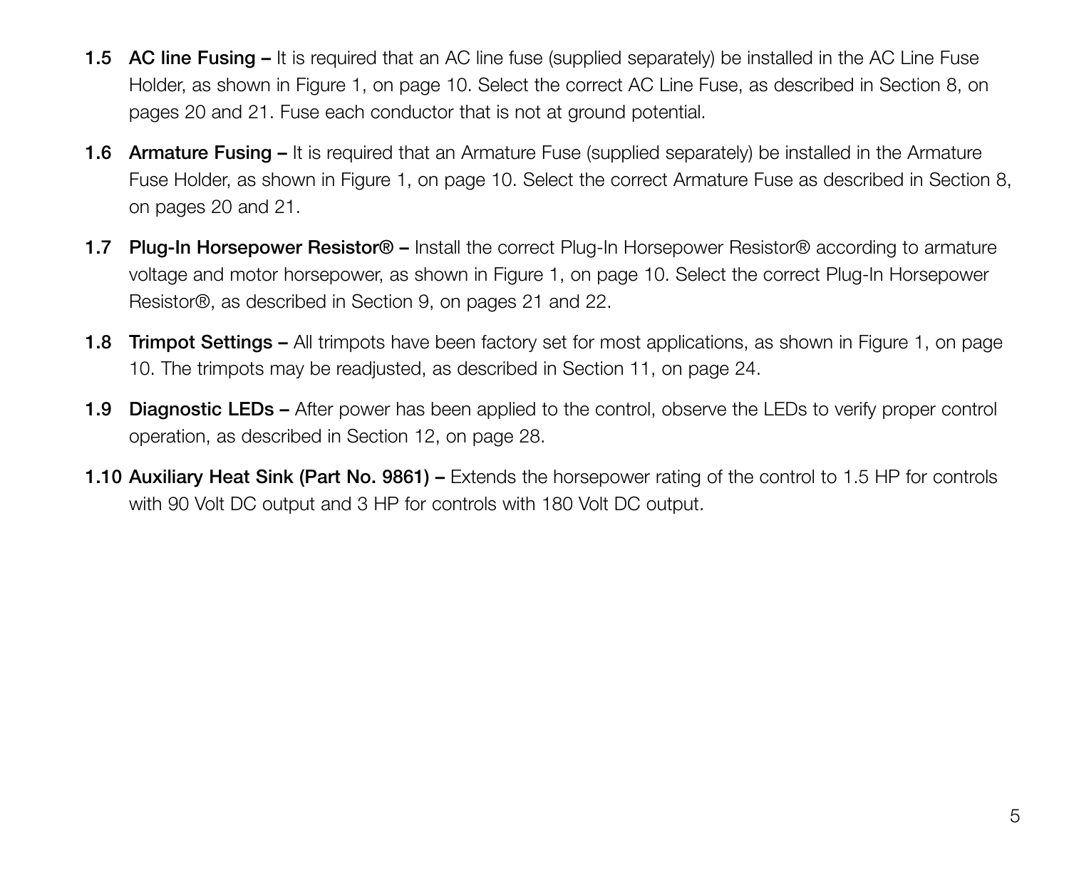**1.5 AC line Fusing –** It is required that an AC line fuse (supplied separately) be installed in the AC Line Fuse Holder, as shown in Figure 1, on page 10. Select the correct AC Line Fuse, as described in Section 8, on pages 20 and 21. Fuse each conductor that is not at ground potential.

**1.6 Armature Fusing –** It is required that an Armature Fuse (supplied separately) be installed in the Armature Fuse Holder, as shown in Figure 1, on page 10. Select the correct Armature Fuse as described in Section 8, on pages 20 and 21.

**1.7 Plug-In Horsepower Resistor® –** Install the correct Plug-In Horsepower Resistor® according to armature voltage and motor horsepower, as shown in Figure 1, on page 10. Select the correct Plug-In Horsepower Resistor®, as described in Section 9, on pages 21 and 22.

**1.8 Trimpot Settings –** All trimpots have been factory set for most applications, as shown in Figure 1, on page 10. The trimpots may be readjusted, as described in Section 11, on page 24.

**1.9 Diagnostic LEDs –** After power has been applied to the control, observe the LEDs to verify proper control operation, as described in Section 12, on page 28.

**1.10 Auxiliary Heat Sink (Part No. 9861) –** Extends the horsepower rating of the control to 1.5 HP for controls with 90 Volt DC output and 3 HP for controls with 180 Volt DC output.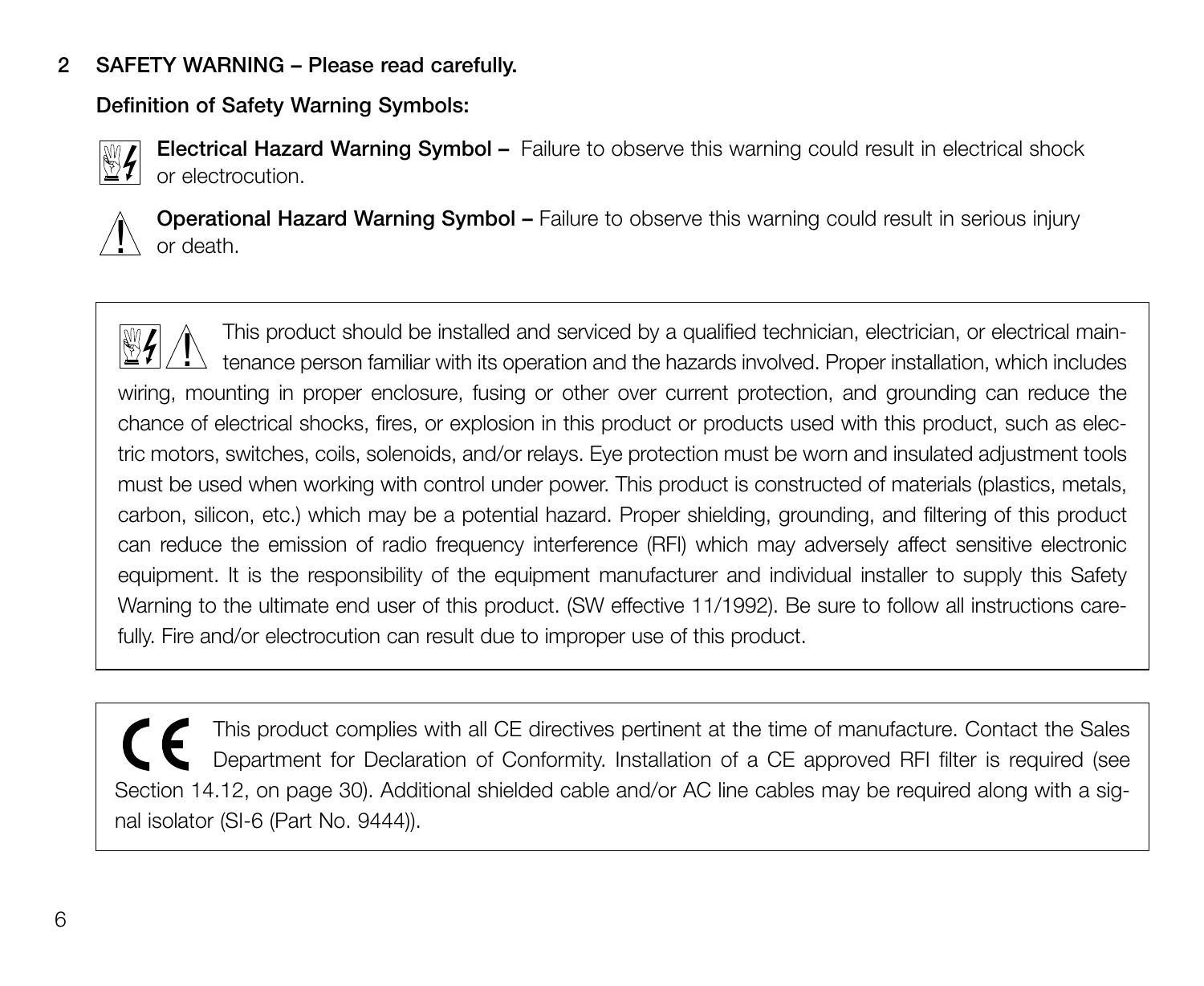## 2 SAFETY WARNING – Please read carefully.

**Definition of Safety Warning Symbols:**

**Electrical Hazard Warning Symbol –** Failure to observe this warning could result in electrical shock or electrocution.

**Operational Hazard Warning Symbol –** Failure to observe this warning could result in serious injury or death.

This product should be installed and serviced by a qualified technician, electrician, or electrical maintenance person familiar with its operation and the hazards involved. Proper installation, which includes wiring, mounting in proper enclosure, fusing or other over current protection, and grounding can reduce the chance of electrical shocks, fires, or explosion in this product or products used with this product, such as electric motors, switches, coils, solenoids, and/or relays. Eye protection must be worn and insulated adjustment tools must be used when working with control under power. This product is constructed of materials (plastics, metals, carbon, silicon, etc.) which may be a potential hazard. Proper shielding, grounding, and filtering of this product can reduce the emission of radio frequency interference (RFI) which may adversely affect sensitive electronic equipment. It is the responsibility of the equipment manufacturer and individual installer to supply this Safety Warning to the ultimate end user of this product. (SW effective 11/1992). Be sure to follow all instructions carefully. Fire and/or electrocution can result due to improper use of this product.

CE This product complies with all CE directives pertinent at the time of manufacture. Contact the Sales Department for Declaration of Conformity. Installation of a CE approved RFI filter is required (see Section 14.12, on page 30). Additional shielded cable and/or AC line cables may be required along with a signal isolator (SI-6 (Part No. 9444)).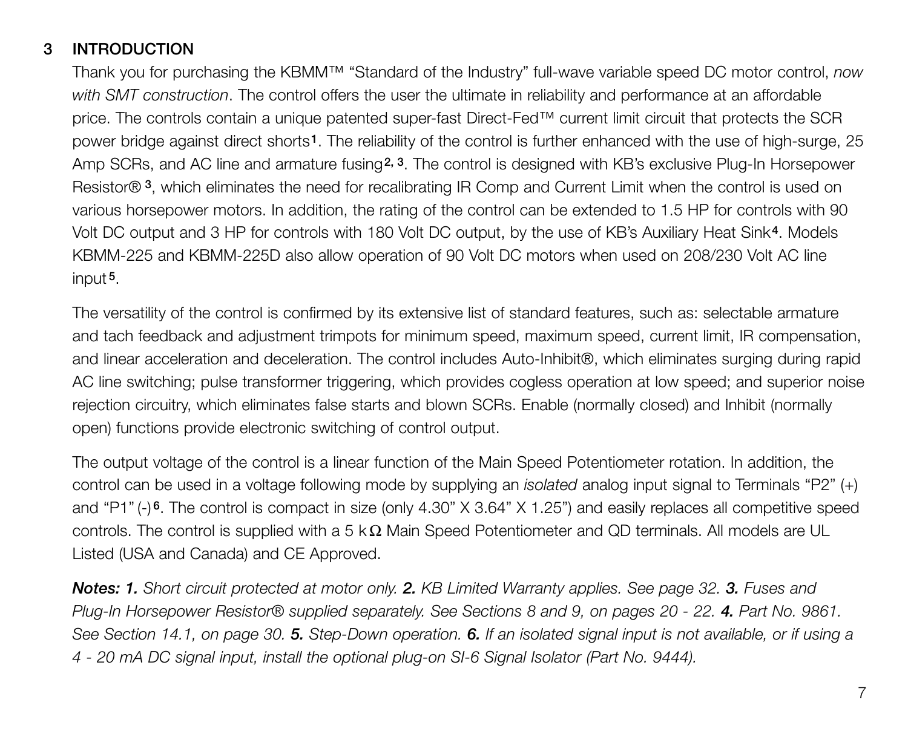## 3 INTRODUCTION

Thank you for purchasing the KBMM™ "Standard of the Industry" full-wave variable speed DC motor control, *now with SMT construction*. The control offers the user the ultimate in reliability and performance at an affordable price. The controls contain a unique patented super-fast Direct-Fed™ current limit circuit that protects the SCR power bridge against direct shorts[1]. The reliability of the control is further enhanced with the use of high-surge, 25 Amp SCRs, and AC line and armature fusing[2, 3]. The control is designed with KB's exclusive Plug-In Horsepower Resistor®[3], which eliminates the need for recalibrating IR Comp and Current Limit when the control is used on various horsepower motors. In addition, the rating of the control can be extended to 1.5 HP for controls with 90 Volt DC output and 3 HP for controls with 180 Volt DC output, by the use of KB's Auxiliary Heat Sink[4]. Models KBMM-225 and KBMM-225D also allow operation of 90 Volt DC motors when used on 208/230 Volt AC line input[5].

The versatility of the control is confirmed by its extensive list of standard features, such as: selectable armature and tach feedback and adjustment trimpots for minimum speed, maximum speed, current limit, IR compensation, and linear acceleration and deceleration. The control includes Auto-Inhibit®, which eliminates surging during rapid AC line switching; pulse transformer triggering, which provides cogless operation at low speed; and superior noise rejection circuitry, which eliminates false starts and blown SCRs. Enable (normally closed) and Inhibit (normally open) functions provide electronic switching of control output.

The output voltage of the control is a linear function of the Main Speed Potentiometer rotation. In addition, the control can be used in a voltage following mode by supplying an *isolated* analog input signal to Terminals "P2" (+) and "P1" (-)[6]. The control is compact in size (only 4.30" X 3.64" X 1.25") and easily replaces all competitive speed controls. The control is supplied with a 5 kΩ Main Speed Potentiometer and QD terminals. All models are UL Listed (USA and Canada) and CE Approved.

***Notes: 1.*** *Short circuit protected at motor only.* ***2.*** *KB Limited Warranty applies. See page 32.* ***3.*** *Fuses and Plug-In Horsepower Resistor® supplied separately. See Sections 8 and 9, on pages 20 - 22.* ***4.*** *Part No. 9861. See Section 14.1, on page 30.* ***5.*** *Step-Down operation.* ***6.*** *If an isolated signal input is not available, or if using a 4 - 20 mA DC signal input, install the optional plug-on SI-6 Signal Isolator (Part No. 9444).*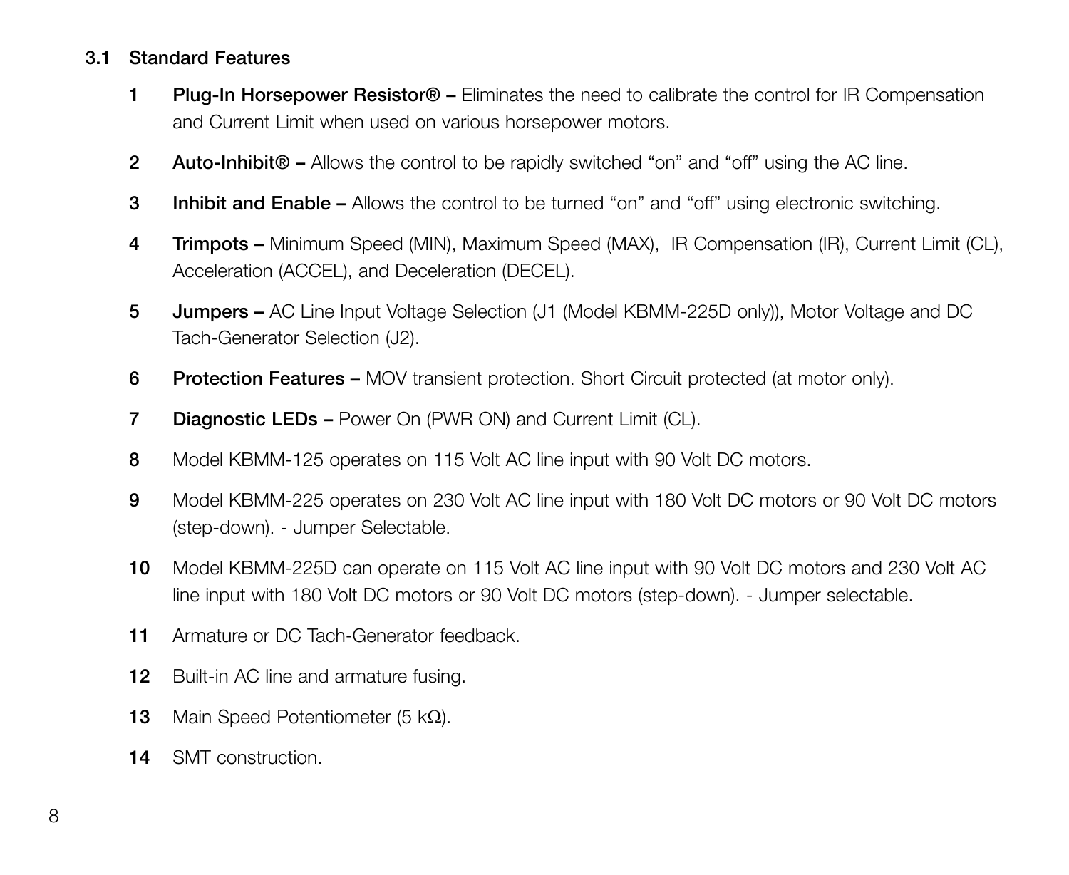### 3.1 Standard Features

1. **Plug-In Horsepower Resistor® –** Eliminates the need to calibrate the control for IR Compensation and Current Limit when used on various horsepower motors.

2. **Auto-Inhibit® –** Allows the control to be rapidly switched “on” and “off” using the AC line.

3. **Inhibit and Enable –** Allows the control to be turned “on” and “off” using electronic switching.

4. **Trimpots –** Minimum Speed (MIN), Maximum Speed (MAX), IR Compensation (IR), Current Limit (CL), Acceleration (ACCEL), and Deceleration (DECEL).

5. **Jumpers –** AC Line Input Voltage Selection (J1 (Model KBMM-225D only)), Motor Voltage and DC Tach-Generator Selection (J2).

6. **Protection Features –** MOV transient protection. Short Circuit protected (at motor only).

7. **Diagnostic LEDs –** Power On (PWR ON) and Current Limit (CL).

8. Model KBMM-125 operates on 115 Volt AC line input with 90 Volt DC motors.

9. Model KBMM-225 operates on 230 Volt AC line input with 180 Volt DC motors or 90 Volt DC motors (step-down). - Jumper Selectable.

10. Model KBMM-225D can operate on 115 Volt AC line input with 90 Volt DC motors and 230 Volt AC line input with 180 Volt DC motors or 90 Volt DC motors (step-down). - Jumper selectable.

11. Armature or DC Tach-Generator feedback.

12. Built-in AC line and armature fusing.

13. Main Speed Potentiometer (5 kΩ).

14. SMT construction.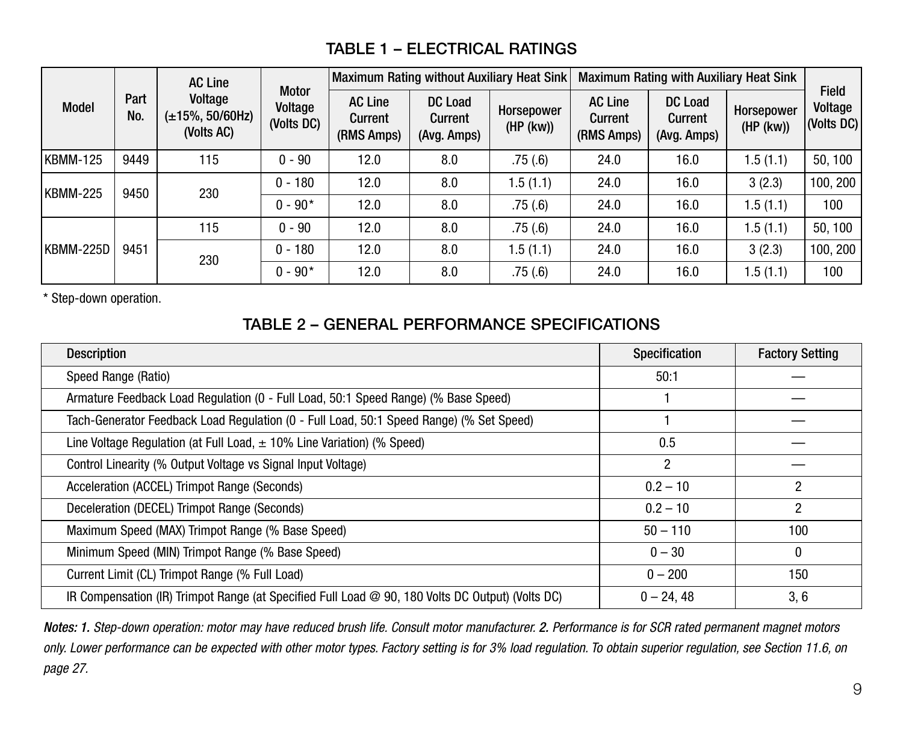## TABLE 1 – ELECTRICAL RATINGS

| Model | Part No. | AC Line Voltage (±15%, 50/60Hz) (Volts AC) | Motor Voltage (Volts DC) | Maximum Rating without Auxiliary Heat Sink | | | Maximum Rating with Auxiliary Heat Sink | | | Field Voltage (Volts DC) |
|---|---|---|---|---|---|---|---|---|---|---|
| | | | | AC Line Current (RMS Amps) | DC Load Current (Avg. Amps) | Horsepower (HP (kw)) | AC Line Current (RMS Amps) | DC Load Current (Avg. Amps) | Horsepower (HP (kw)) | |
| KBMM-125 | 9449 | 115 | 0 - 90 | 12.0 | 8.0 | .75 (.6) | 24.0 | 16.0 | 1.5 (1.1) | 50, 100 |
| KBMM-225 | 9450 | 230 | 0 - 180 | 12.0 | 8.0 | 1.5 (1.1) | 24.0 | 16.0 | 3 (2.3) | 100, 200 |
| | | | 0 - 90* | 12.0 | 8.0 | .75 (.6) | 24.0 | 16.0 | 1.5 (1.1) | 100 |
| KBMM-225D | 9451 | 115 | 0 - 90 | 12.0 | 8.0 | .75 (.6) | 24.0 | 16.0 | 1.5 (1.1) | 50, 100 |
| | | 230 | 0 - 180 | 12.0 | 8.0 | 1.5 (1.1) | 24.0 | 16.0 | 3 (2.3) | 100, 200 |
| | | | 0 - 90* | 12.0 | 8.0 | .75 (.6) | 24.0 | 16.0 | 1.5 (1.1) | 100 |

* Step-down operation.

## TABLE 2 – GENERAL PERFORMANCE SPECIFICATIONS

| Description | Specification | Factory Setting |
|---|---|---|
| Speed Range (Ratio) | 50:1 | — |
| Armature Feedback Load Regulation (0 - Full Load, 50:1 Speed Range) (% Base Speed) | 1 | — |
| Tach-Generator Feedback Load Regulation (0 - Full Load, 50:1 Speed Range) (% Set Speed) | 1 | — |
| Line Voltage Regulation (at Full Load, ± 10% Line Variation) (% Speed) | 0.5 | — |
| Control Linearity (% Output Voltage vs Signal Input Voltage) | 2 | — |
| Acceleration (ACCEL) Trimpot Range (Seconds) | 0.2 – 10 | 2 |
| Deceleration (DECEL) Trimpot Range (Seconds) | 0.2 – 10 | 2 |
| Maximum Speed (MAX) Trimpot Range (% Base Speed) | 50 – 110 | 100 |
| Minimum Speed (MIN) Trimpot Range (% Base Speed) | 0 – 30 | 0 |
| Current Limit (CL) Trimpot Range (% Full Load) | 0 – 200 | 150 |
| IR Compensation (IR) Trimpot Range (at Specified Full Load @ 90, 180 Volts DC Output) (Volts DC) | 0 – 24, 48 | 3, 6 |

***Notes: 1.*** *Step-down operation: motor may have reduced brush life. Consult motor manufacturer.* ***2.*** *Performance is for SCR rated permanent magnet motors only. Lower performance can be expected with other motor types. Factory setting is for 3% load regulation. To obtain superior regulation, see Section 11.6, on page 27.*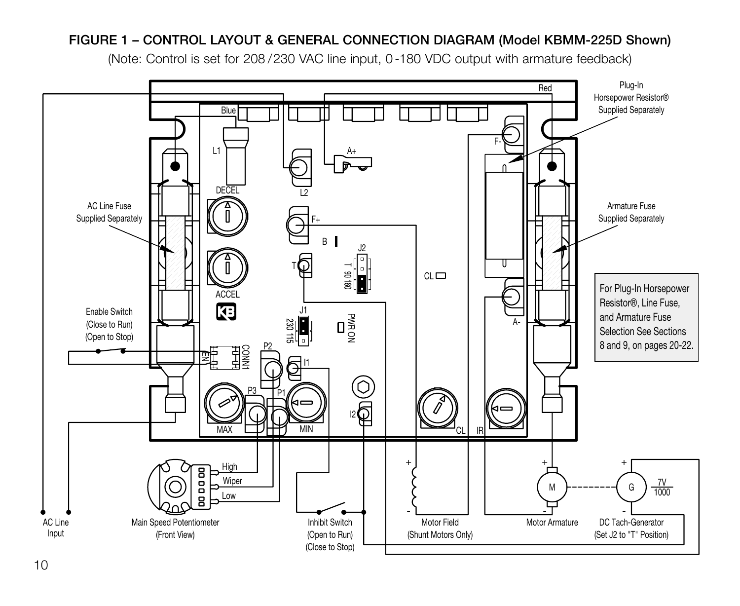**FIGURE 1 – CONTROL LAYOUT & GENERAL CONNECTION DIAGRAM (Model KBMM-225D Shown)**

(Note: Control is set for 208/230 VAC line input, 0-180 VDC output with armature feedback)

For Plug-In Horsepower Resistor®, Line Fuse, and Armature Fuse Selection See Sections 8 and 9, on pages 20-22.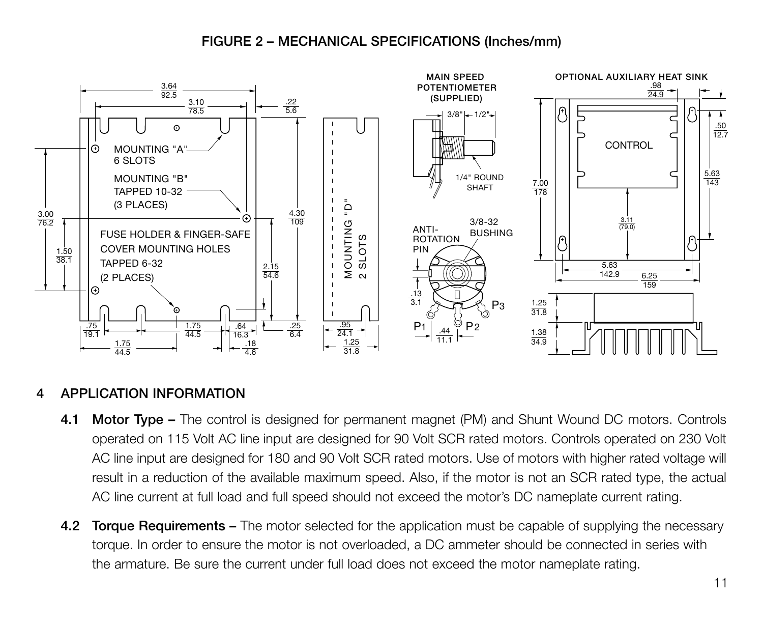## FIGURE 2 – MECHANICAL SPECIFICATIONS (Inches/mm)

## 4 APPLICATION INFORMATION

**4.1 Motor Type –** The control is designed for permanent magnet (PM) and Shunt Wound DC motors. Controls operated on 115 Volt AC line input are designed for 90 Volt SCR rated motors. Controls operated on 230 Volt AC line input are designed for 180 and 90 Volt SCR rated motors. Use of motors with higher rated voltage will result in a reduction of the available maximum speed. Also, if the motor is not an SCR rated type, the actual AC line current at full load and full speed should not exceed the motor's DC nameplate current rating.

**4.2 Torque Requirements –** The motor selected for the application must be capable of supplying the necessary torque. In order to ensure the motor is not overloaded, a DC ammeter should be connected in series with the armature. Be sure the current under full load does not exceed the motor nameplate rating.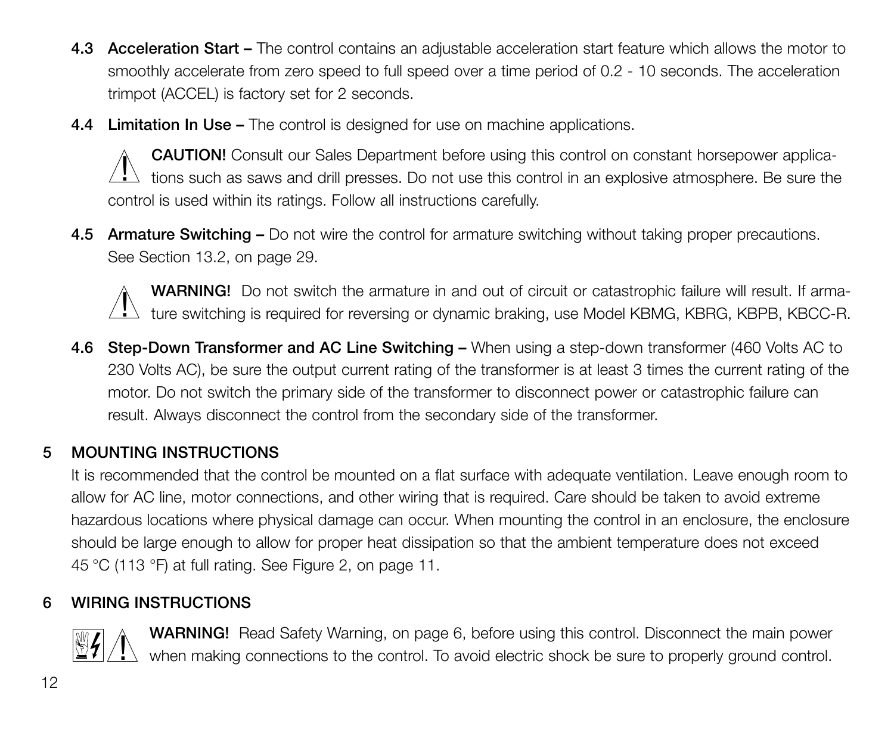**4.3 Acceleration Start –** The control contains an adjustable acceleration start feature which allows the motor to smoothly accelerate from zero speed to full speed over a time period of 0.2 - 10 seconds. The acceleration trimpot (ACCEL) is factory set for 2 seconds.

**4.4 Limitation In Use –** The control is designed for use on machine applications.

**CAUTION!** Consult our Sales Department before using this control on constant horsepower applications such as saws and drill presses. Do not use this control in an explosive atmosphere. Be sure the control is used within its ratings. Follow all instructions carefully.

**4.5 Armature Switching –** Do not wire the control for armature switching without taking proper precautions. See Section 13.2, on page 29.

**WARNING!** Do not switch the armature in and out of circuit or catastrophic failure will result. If armature switching is required for reversing or dynamic braking, use Model KBMG, KBRG, KBPB, KBCC-R.

**4.6 Step-Down Transformer and AC Line Switching –** When using a step-down transformer (460 Volts AC to 230 Volts AC), be sure the output current rating of the transformer is at least 3 times the current rating of the motor. Do not switch the primary side of the transformer to disconnect power or catastrophic failure can result. Always disconnect the control from the secondary side of the transformer.

## 5 MOUNTING INSTRUCTIONS

It is recommended that the control be mounted on a flat surface with adequate ventilation. Leave enough room to allow for AC line, motor connections, and other wiring that is required. Care should be taken to avoid extreme hazardous locations where physical damage can occur. When mounting the control in an enclosure, the enclosure should be large enough to allow for proper heat dissipation so that the ambient temperature does not exceed 45 °C (113 °F) at full rating. See Figure 2, on page 11.

## 6 WIRING INSTRUCTIONS

**WARNING!** Read Safety Warning, on page 6, before using this control. Disconnect the main power when making connections to the control. To avoid electric shock be sure to properly ground control.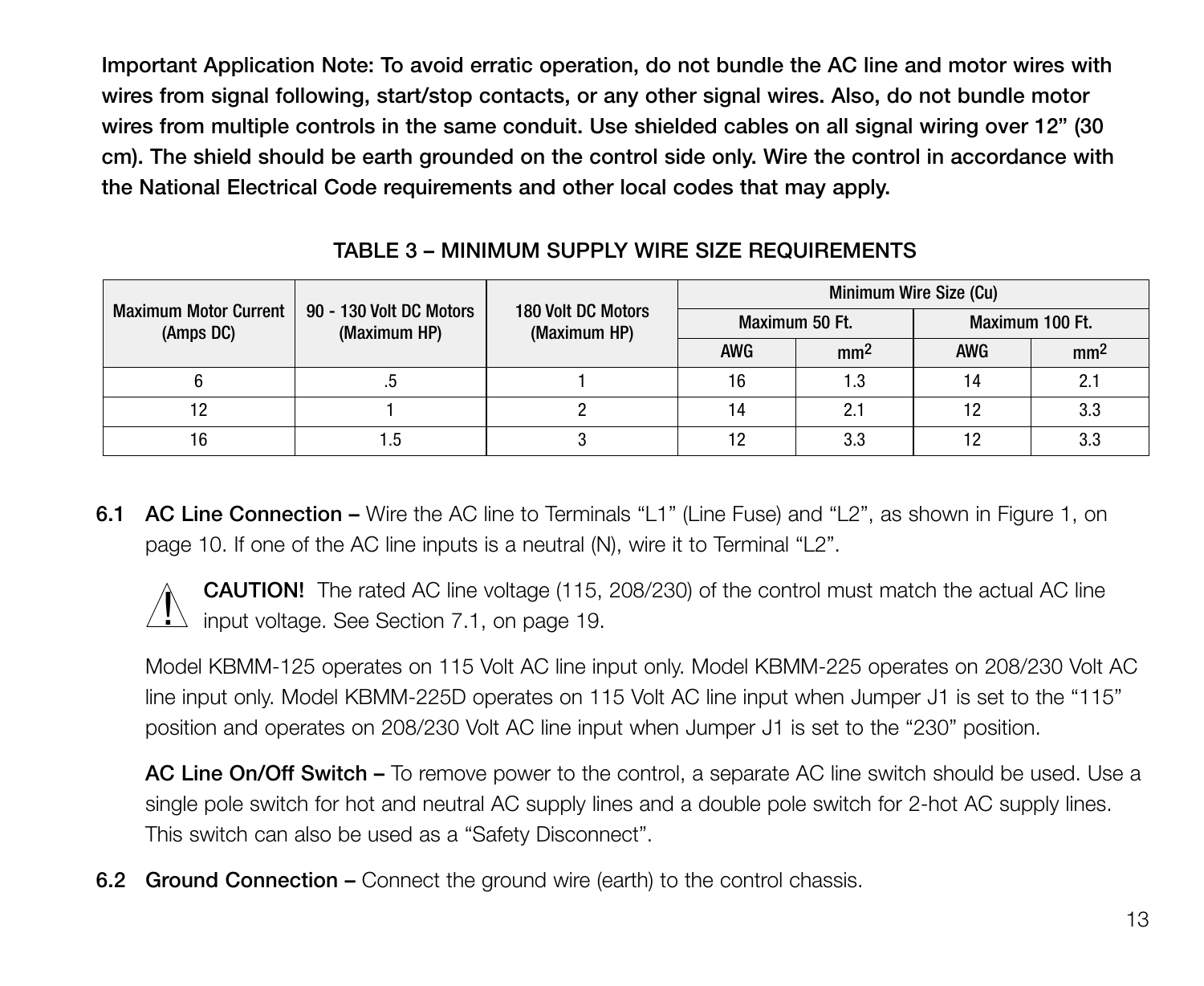**Important Application Note: To avoid erratic operation, do not bundle the AC line and motor wires with wires from signal following, start/stop contacts, or any other signal wires. Also, do not bundle motor wires from multiple controls in the same conduit. Use shielded cables on all signal wiring over 12" (30 cm). The shield should be earth grounded on the control side only. Wire the control in accordance with the National Electrical Code requirements and other local codes that may apply.**

### TABLE 3 – MINIMUM SUPPLY WIRE SIZE REQUIREMENTS

| Maximum Motor Current (Amps DC) | 90 - 130 Volt DC Motors (Maximum HP) | 180 Volt DC Motors (Maximum HP) | Minimum Wire Size (Cu) | | | |
|---|---|---|---|---|---|---|
| | | | Maximum 50 Ft. | | Maximum 100 Ft. | |
| | | | AWG | $mm^2$ | AWG | $mm^2$ |
| 6 | .5 | 1 | 16 | 1.3 | 14 | 2.1 |
| 12 | 1 | 2 | 14 | 2.1 | 12 | 3.3 |
| 16 | 1.5 | 3 | 12 | 3.3 | 12 | 3.3 |

**6.1 AC Line Connection –** Wire the AC line to Terminals "L1" (Line Fuse) and "L2", as shown in Figure 1, on page 10. If one of the AC line inputs is a neutral (N), wire it to Terminal "L2".

**CAUTION!** The rated AC line voltage (115, 208/230) of the control must match the actual AC line input voltage. See Section 7.1, on page 19.

Model KBMM-125 operates on 115 Volt AC line input only. Model KBMM-225 operates on 208/230 Volt AC line input only. Model KBMM-225D operates on 115 Volt AC line input when Jumper J1 is set to the "115" position and operates on 208/230 Volt AC line input when Jumper J1 is set to the "230" position.

**AC Line On/Off Switch –** To remove power to the control, a separate AC line switch should be used. Use a single pole switch for hot and neutral AC supply lines and a double pole switch for 2-hot AC supply lines. This switch can also be used as a "Safety Disconnect".

**6.2 Ground Connection –** Connect the ground wire (earth) to the control chassis.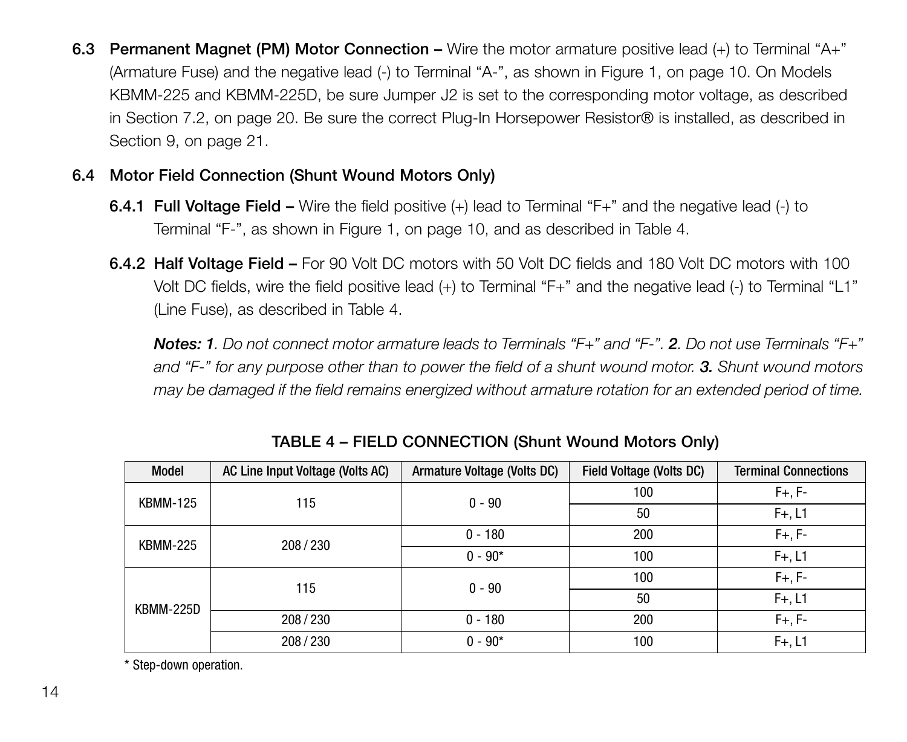**6.3 Permanent Magnet (PM) Motor Connection –** Wire the motor armature positive lead (+) to Terminal "A+" (Armature Fuse) and the negative lead (-) to Terminal "A-", as shown in Figure 1, on page 10. On Models KBMM-225 and KBMM-225D, be sure Jumper J2 is set to the corresponding motor voltage, as described in Section 7.2, on page 20. Be sure the correct Plug-In Horsepower Resistor® is installed, as described in Section 9, on page 21.

**6.4 Motor Field Connection (Shunt Wound Motors Only)**

**6.4.1 Full Voltage Field –** Wire the field positive (+) lead to Terminal "F+" and the negative lead (-) to Terminal "F-", as shown in Figure 1, on page 10, and as described in Table 4.

**6.4.2 Half Voltage Field –** For 90 Volt DC motors with 50 Volt DC fields and 180 Volt DC motors with 100 Volt DC fields, wire the field positive lead (+) to Terminal "F+" and the negative lead (-) to Terminal "L1" (Line Fuse), as described in Table 4.

***Notes: 1****. Do not connect motor armature leads to Terminals "F+" and "F-".* ***2****. Do not use Terminals "F+" and "F-" for any purpose other than to power the field of a shunt wound motor.* ***3.*** *Shunt wound motors may be damaged if the field remains energized without armature rotation for an extended period of time.*

**TABLE 4 – FIELD CONNECTION (Shunt Wound Motors Only)**

| Model | AC Line Input Voltage (Volts AC) | Armature Voltage (Volts DC) | Field Voltage (Volts DC) | Terminal Connections |
|---|---|---|---|---|
| KBMM-125 | 115 | 0 - 90 | 100 | F+, F- |
| | | | 50 | F+, L1 |
| KBMM-225 | 208 / 230 | 0 - 180 | 200 | F+, F- |
| | | 0 - 90* | 100 | F+, L1 |
| KBMM-225D | 115 | 0 - 90 | 100 | F+, F- |
| | | | 50 | F+, L1 |
| | 208 / 230 | 0 - 180 | 200 | F+, F- |
| | 208 / 230 | 0 - 90* | 100 | F+, L1 |

* Step-down operation.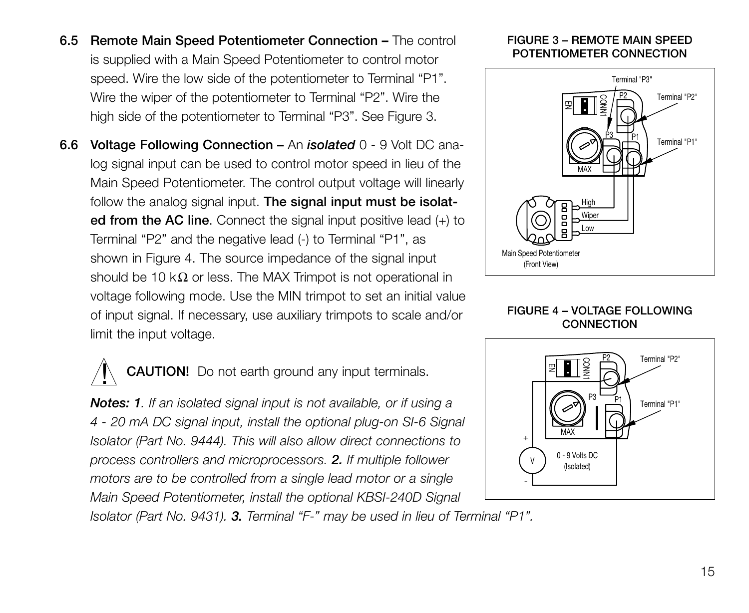**6.5 Remote Main Speed Potentiometer Connection –** The control is supplied with a Main Speed Potentiometer to control motor speed. Wire the low side of the potentiometer to Terminal “P1”. Wire the wiper of the potentiometer to Terminal “P2”. Wire the high side of the potentiometer to Terminal “P3”. See Figure 3.

**6.6 Voltage Following Connection –** An ***isolated*** 0 - 9 Volt DC analog signal input can be used to control motor speed in lieu of the Main Speed Potentiometer. The control output voltage will linearly follow the analog signal input. **The signal input must be isolated from the AC line**. Connect the signal input positive lead (+) to Terminal “P2” and the negative lead (-) to Terminal “P1”, as shown in Figure 4. The source impedance of the signal input should be 10 kΩ or less. The MAX Trimpot is not operational in voltage following mode. Use the MIN trimpot to set an initial value of input signal. If necessary, use auxiliary trimpots to scale and/or limit the input voltage.

**CAUTION!** Do not earth ground any input terminals.

***Notes: 1****. If an isolated signal input is not available, or if using a 4 - 20 mA DC signal input, install the optional plug-on SI-6 Signal Isolator (Part No. 9444). This will also allow direct connections to process controllers and microprocessors.* ***2.*** *If multiple follower motors are to be controlled from a single lead motor or a single Main Speed Potentiometer, install the optional KBSI-240D Signal Isolator (Part No. 9431).* ***3.*** *Terminal “F-” may be used in lieu of Terminal “P1”.*

**FIGURE 3 – REMOTE MAIN SPEED POTENTIOMETER CONNECTION**

**FIGURE 4 – VOLTAGE FOLLOWING CONNECTION**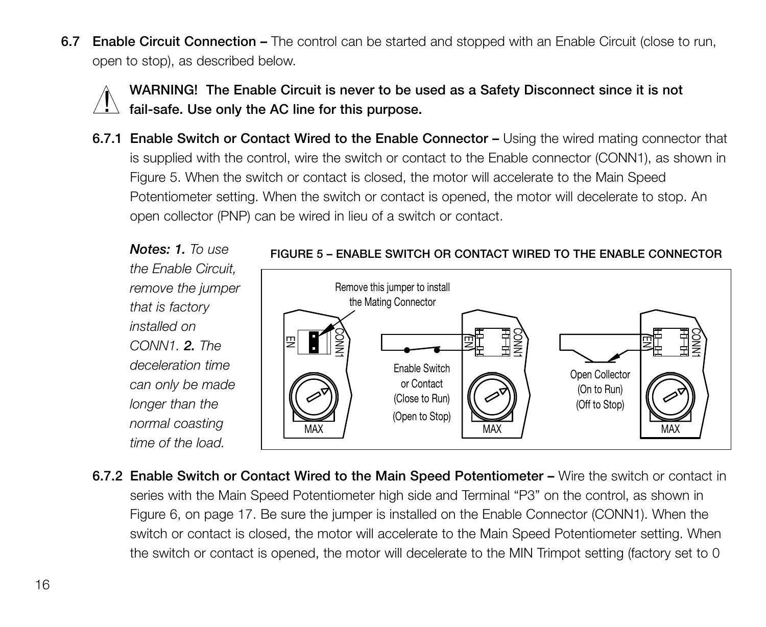**6.7 Enable Circuit Connection –** The control can be started and stopped with an Enable Circuit (close to run, open to stop), as described below.

**WARNING! The Enable Circuit is never to be used as a Safety Disconnect since it is not fail-safe. Use only the AC line for this purpose.**

**6.7.1 Enable Switch or Contact Wired to the Enable Connector –** Using the wired mating connector that is supplied with the control, wire the switch or contact to the Enable connector (CONN1), as shown in Figure 5. When the switch or contact is closed, the motor will accelerate to the Main Speed Potentiometer setting. When the switch or contact is opened, the motor will decelerate to stop. An open collector (PNP) can be wired in lieu of a switch or contact.

***Notes: 1.*** *To use the Enable Circuit, remove the jumper that is factory installed on CONN1.* ***2.*** *The deceleration time can only be made longer than the normal coasting time of the load.*

FIGURE 5 – ENABLE SWITCH OR CONTACT WIRED TO THE ENABLE CONNECTOR

**6.7.2 Enable Switch or Contact Wired to the Main Speed Potentiometer –** Wire the switch or contact in series with the Main Speed Potentiometer high side and Terminal "P3" on the control, as shown in Figure 6, on page 17. Be sure the jumper is installed on the Enable Connector (CONN1). When the switch or contact is closed, the motor will accelerate to the Main Speed Potentiometer setting. When the switch or contact is opened, the motor will decelerate to the MIN Trimpot setting (factory set to 0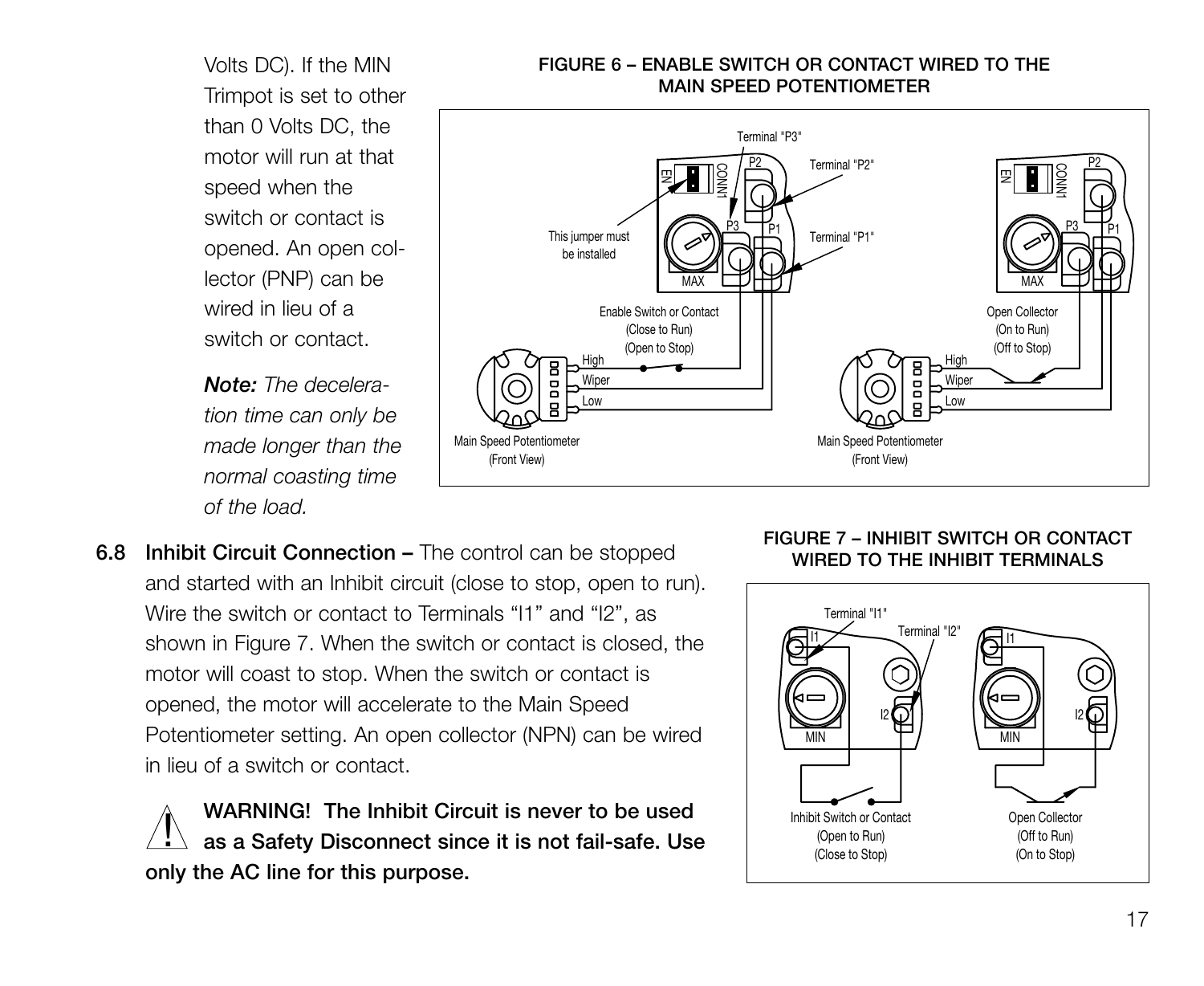Volts DC). If the MIN Trimpot is set to other than 0 Volts DC, the motor will run at that speed when the switch or contact is opened. An open collector (PNP) can be wired in lieu of a switch or contact.

***Note:*** *The deceleration time can only be made longer than the normal coasting time of the load.*

**FIGURE 6 – ENABLE SWITCH OR CONTACT WIRED TO THE MAIN SPEED POTENTIOMETER**

**6.8 Inhibit Circuit Connection –** The control can be stopped and started with an Inhibit circuit (close to stop, open to run). Wire the switch or contact to Terminals “I1” and “I2”, as shown in Figure 7. When the switch or contact is closed, the motor will coast to stop. When the switch or contact is opened, the motor will accelerate to the Main Speed Potentiometer setting. An open collector (NPN) can be wired in lieu of a switch or contact.

**FIGURE 7 – INHIBIT SWITCH OR CONTACT WIRED TO THE INHIBIT TERMINALS**

⚠ **WARNING! The Inhibit Circuit is never to be used as a Safety Disconnect since it is not fail-safe. Use only the AC line for this purpose.**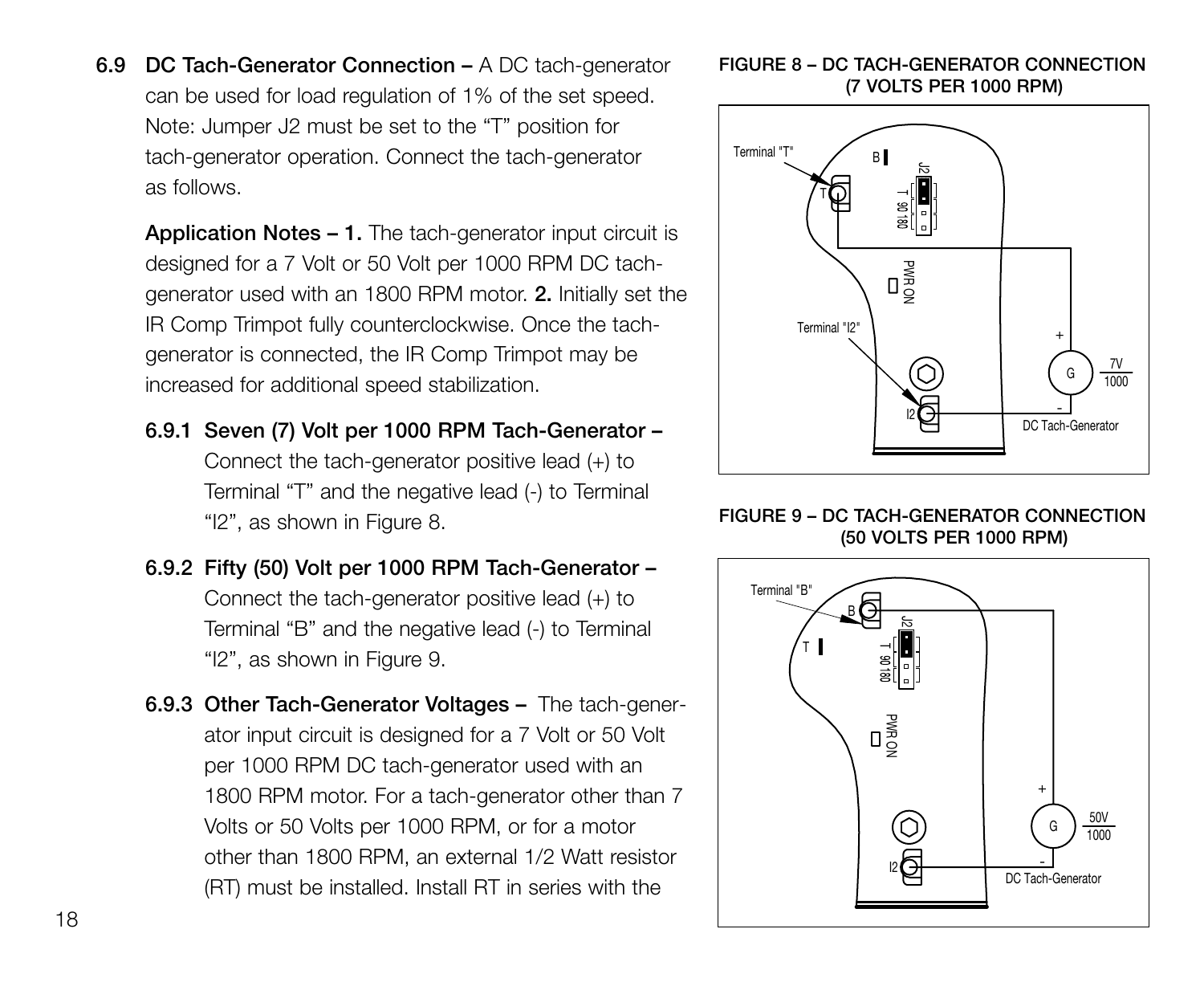**6.9 DC Tach-Generator Connection –** A DC tach-generator can be used for load regulation of 1% of the set speed. Note: Jumper J2 must be set to the "T" position for tach-generator operation. Connect the tach-generator as follows.

**Application Notes – 1.** The tach-generator input circuit is designed for a 7 Volt or 50 Volt per 1000 RPM DC tach-generator used with an 1800 RPM motor. **2.** Initially set the IR Comp Trimpot fully counterclockwise. Once the tach-generator is connected, the IR Comp Trimpot may be increased for additional speed stabilization.

**6.9.1 Seven (7) Volt per 1000 RPM Tach-Generator –** Connect the tach-generator positive lead (+) to Terminal "T" and the negative lead (-) to Terminal "I2", as shown in Figure 8.

**6.9.2 Fifty (50) Volt per 1000 RPM Tach-Generator –** Connect the tach-generator positive lead (+) to Terminal "B" and the negative lead (-) to Terminal "I2", as shown in Figure 9.

**6.9.3 Other Tach-Generator Voltages –** The tach-generator input circuit is designed for a 7 Volt or 50 Volt per 1000 RPM DC tach-generator used with an 1800 RPM motor. For a tach-generator other than 7 Volts or 50 Volts per 1000 RPM, or for a motor other than 1800 RPM, an external 1/2 Watt resistor (RT) must be installed. Install RT in series with the

**FIGURE 8 – DC TACH-GENERATOR CONNECTION (7 VOLTS PER 1000 RPM)**

**FIGURE 9 – DC TACH-GENERATOR CONNECTION (50 VOLTS PER 1000 RPM)**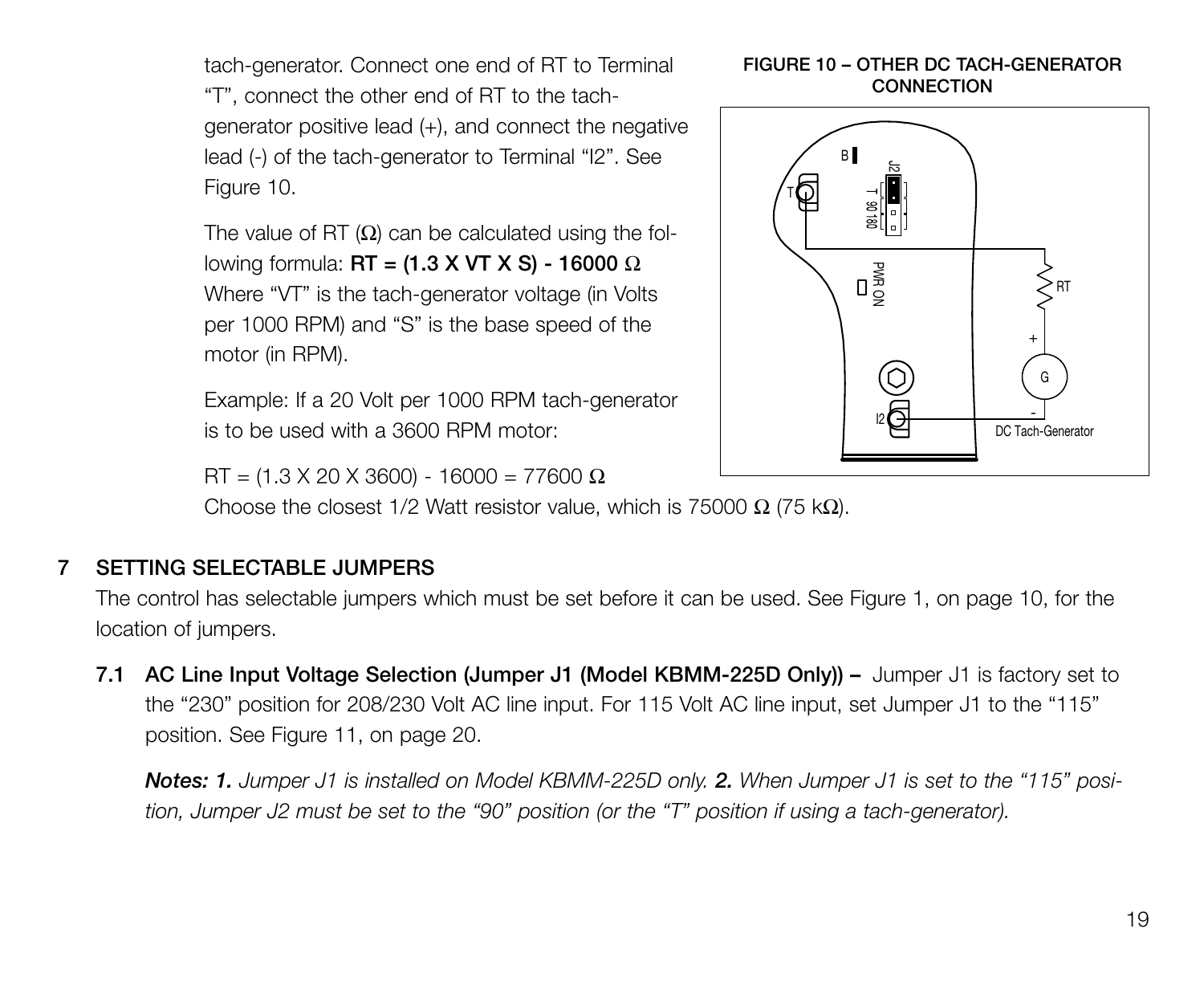tach-generator. Connect one end of RT to Terminal "T", connect the other end of RT to the tach-generator positive lead (+), and connect the negative lead (-) of the tach-generator to Terminal "I2". See Figure 10.

The value of RT (Ω) can be calculated using the following formula: **RT = (1.3 X VT X S) - 16000 Ω**
Where "VT" is the tach-generator voltage (in Volts per 1000 RPM) and "S" is the base speed of the motor (in RPM).

Example: If a 20 Volt per 1000 RPM tach-generator is to be used with a 3600 RPM motor:

RT = (1.3 X 20 X 3600) - 16000 = 77600 Ω
Choose the closest 1/2 Watt resistor value, which is 75000 Ω (75 kΩ).

**FIGURE 10 – OTHER DC TACH-GENERATOR CONNECTION**

## 7 SETTING SELECTABLE JUMPERS

The control has selectable jumpers which must be set before it can be used. See Figure 1, on page 10, for the location of jumpers.

**7.1 AC Line Input Voltage Selection (Jumper J1 (Model KBMM-225D Only)) –** Jumper J1 is factory set to the "230" position for 208/230 Volt AC line input. For 115 Volt AC line input, set Jumper J1 to the "115" position. See Figure 11, on page 20.

***Notes: 1.*** *Jumper J1 is installed on Model KBMM-225D only.* ***2.*** *When Jumper J1 is set to the "115" position, Jumper J2 must be set to the "90" position (or the "T" position if using a tach-generator).*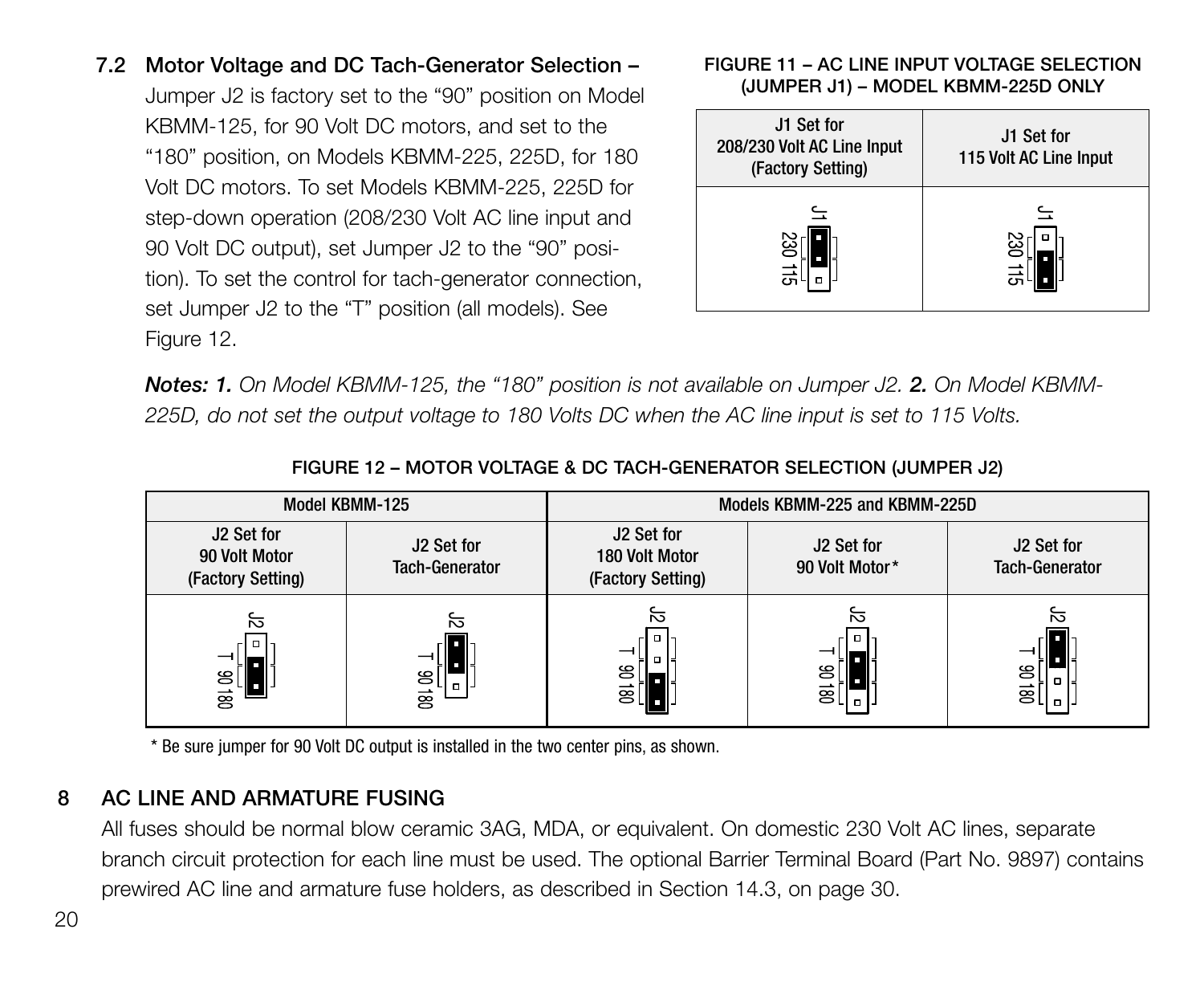### 7.2 Motor Voltage and DC Tach-Generator Selection –

Jumper J2 is factory set to the "90" position on Model KBMM-125, for 90 Volt DC motors, and set to the "180" position, on Models KBMM-225, 225D, for 180 Volt DC motors. To set Models KBMM-225, 225D for step-down operation (208/230 Volt AC line input and 90 Volt DC output), set Jumper J2 to the "90" position). To set the control for tach-generator connection, set Jumper J2 to the "T" position (all models). See Figure 12.

**FIGURE 11 – AC LINE INPUT VOLTAGE SELECTION (JUMPER J1) – MODEL KBMM-225D ONLY**

| J1 Set for 208/230 Volt AC Line Input (Factory Setting) | J1 Set for 115 Volt AC Line Input |
|---|---|
| J1 230 115 | J1 230 115 |

***Notes: 1.*** *On Model KBMM-125, the "180" position is not available on Jumper J2.* ***2.*** *On Model KBMM-225D, do not set the output voltage to 180 Volts DC when the AC line input is set to 115 Volts.*

**FIGURE 12 – MOTOR VOLTAGE & DC TACH-GENERATOR SELECTION (JUMPER J2)**

| Model KBMM-125 | | Models KBMM-225 and KBMM-225D | | |
|---|---|---|---|---|
| J2 Set for 90 Volt Motor (Factory Setting) | J2 Set for Tach-Generator | J2 Set for 180 Volt Motor (Factory Setting) | J2 Set for 90 Volt Motor* | J2 Set for Tach-Generator |
| J2 T 90 180 | J2 T 90 180 | J2 T 90 180 | J2 T 90 180 | J2 T 90 180 |

\* Be sure jumper for 90 Volt DC output is installed in the two center pins, as shown.

## 8 AC LINE AND ARMATURE FUSING

All fuses should be normal blow ceramic 3AG, MDA, or equivalent. On domestic 230 Volt AC lines, separate branch circuit protection for each line must be used. The optional Barrier Terminal Board (Part No. 9897) contains prewired AC line and armature fuse holders, as described in Section 14.3, on page 30.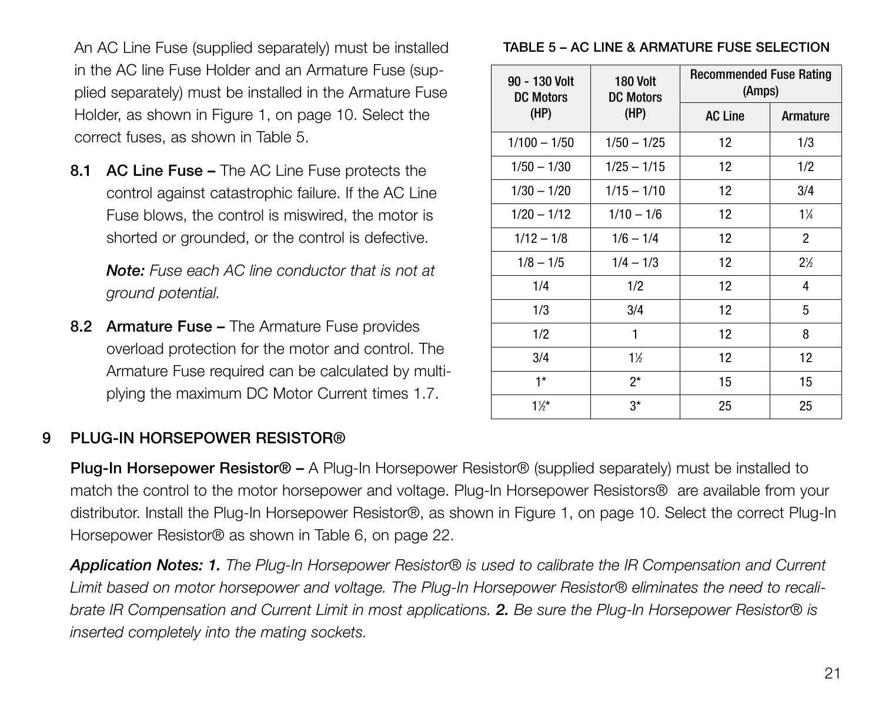An AC Line Fuse (supplied separately) must be installed in the AC line Fuse Holder and an Armature Fuse (supplied separately) must be installed in the Armature Fuse Holder, as shown in Figure 1, on page 10. Select the correct fuses, as shown in Table 5.

**8.1 AC Line Fuse –** The AC Line Fuse protects the control against catastrophic failure. If the AC Line Fuse blows, the control is miswired, the motor is shorted or grounded, or the control is defective.

*Note: Fuse each AC line conductor that is not at ground potential.*

**8.2 Armature Fuse –** The Armature Fuse provides overload protection for the motor and control. The Armature Fuse required can be calculated by multiplying the maximum DC Motor Current times 1.7.

**TABLE 5 – AC LINE & ARMATURE FUSE SELECTION**

| 90 - 130 Volt DC Motors (HP) | 180 Volt DC Motors (HP) | Recommended Fuse Rating (Amps) | |
|---|---|---|---|
| | | AC Line | Armature |
| 1/100 – 1/50 | 1/50 – 1/25 | 12 | 1/3 |
| 1/50 – 1/30 | 1/25 – 1/15 | 12 | 1/2 |
| 1/30 – 1/20 | 1/15 – 1/10 | 12 | 3/4 |
| 1/20 – 1/12 | 1/10 – 1/6 | 12 | 1¼ |
| 1/12 – 1/8 | 1/6 – 1/4 | 12 | 2 |
| 1/8 – 1/5 | 1/4 – 1/3 | 12 | 2½ |
| 1/4 | 1/2 | 12 | 4 |
| 1/3 | 3/4 | 12 | 5 |
| 1/2 | 1 | 12 | 8 |
| 3/4 | 1½ | 12 | 12 |
| 1* | 2* | 15 | 15 |
| 1½* | 3* | 25 | 25 |

## 9 PLUG-IN HORSEPOWER RESISTOR®

**Plug-In Horsepower Resistor® –** A Plug-In Horsepower Resistor® (supplied separately) must be installed to match the control to the motor horsepower and voltage. Plug-In Horsepower Resistors® are available from your distributor. Install the Plug-In Horsepower Resistor®, as shown in Figure 1, on page 10. Select the correct Plug-In Horsepower Resistor® as shown in Table 6, on page 22.

***Application Notes: 1.*** *The Plug-In Horsepower Resistor® is used to calibrate the IR Compensation and Current Limit based on motor horsepower and voltage. The Plug-In Horsepower Resistor® eliminates the need to recalibrate IR Compensation and Current Limit in most applications.* ***2.*** *Be sure the Plug-In Horsepower Resistor® is inserted completely into the mating sockets.*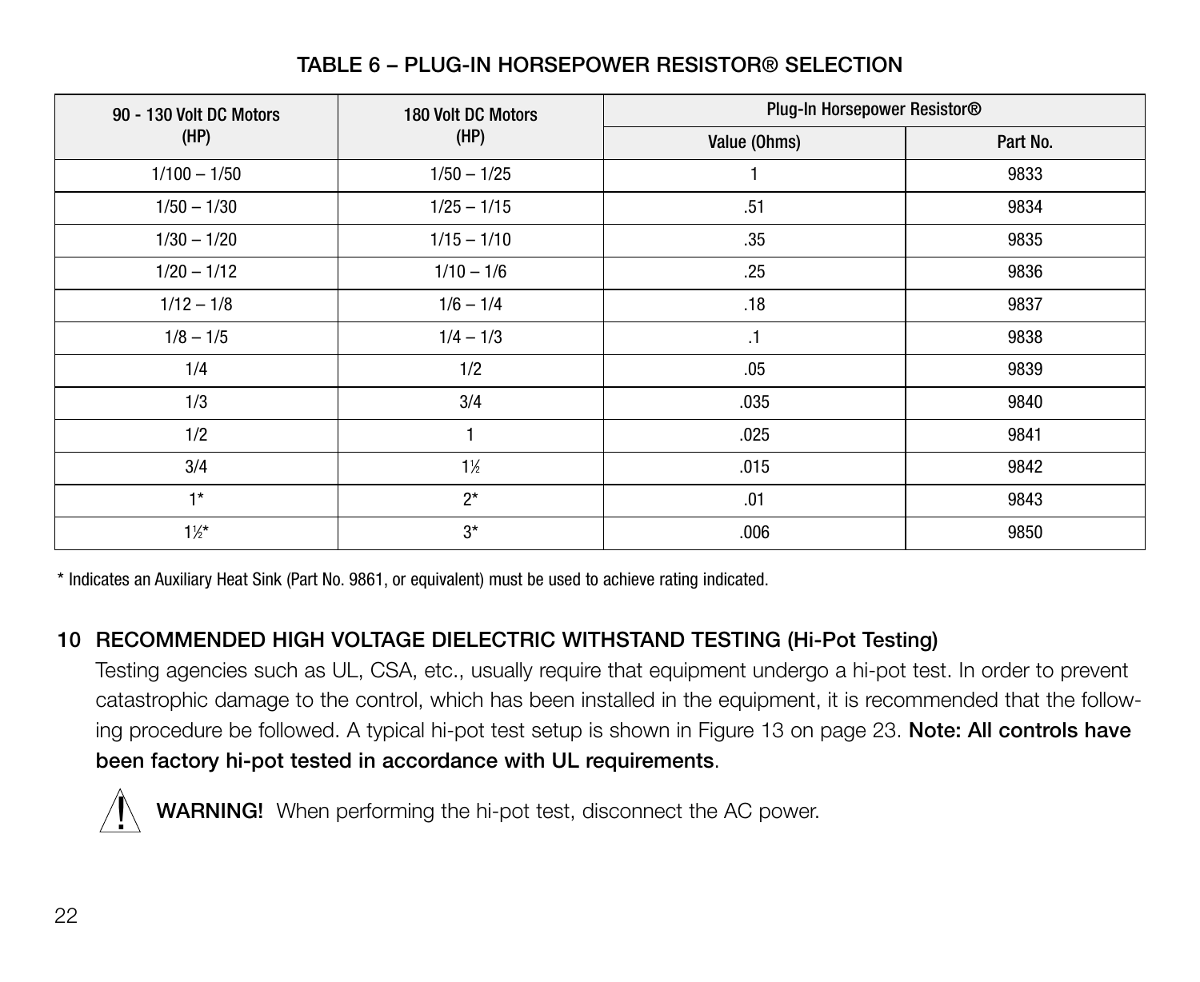### TABLE 6 – PLUG-IN HORSEPOWER RESISTOR® SELECTION

| 90 - 130 Volt DC Motors (HP) | 180 Volt DC Motors (HP) | Plug-In Horsepower Resistor® | |
|---|---|---|---|
| | | Value (Ohms) | Part No. |
| 1/100 – 1/50 | 1/50 – 1/25 | 1 | 9833 |
| 1/50 – 1/30 | 1/25 – 1/15 | .51 | 9834 |
| 1/30 – 1/20 | 1/15 – 1/10 | .35 | 9835 |
| 1/20 – 1/12 | 1/10 – 1/6 | .25 | 9836 |
| 1/12 – 1/8 | 1/6 – 1/4 | .18 | 9837 |
| 1/8 – 1/5 | 1/4 – 1/3 | .1 | 9838 |
| 1/4 | 1/2 | .05 | 9839 |
| 1/3 | 3/4 | .035 | 9840 |
| 1/2 | 1 | .025 | 9841 |
| 3/4 | 1½ | .015 | 9842 |
| 1* | 2* | .01 | 9843 |
| 1½* | 3* | .006 | 9850 |

* Indicates an Auxiliary Heat Sink (Part No. 9861, or equivalent) must be used to achieve rating indicated.

## 10 RECOMMENDED HIGH VOLTAGE DIELECTRIC WITHSTAND TESTING (Hi-Pot Testing)

Testing agencies such as UL, CSA, etc., usually require that equipment undergo a hi-pot test. In order to prevent catastrophic damage to the control, which has been installed in the equipment, it is recommended that the following procedure be followed. A typical hi-pot test setup is shown in Figure 13 on page 23. **Note: All controls have been factory hi-pot tested in accordance with UL requirements**.

**WARNING!** When performing the hi-pot test, disconnect the AC power.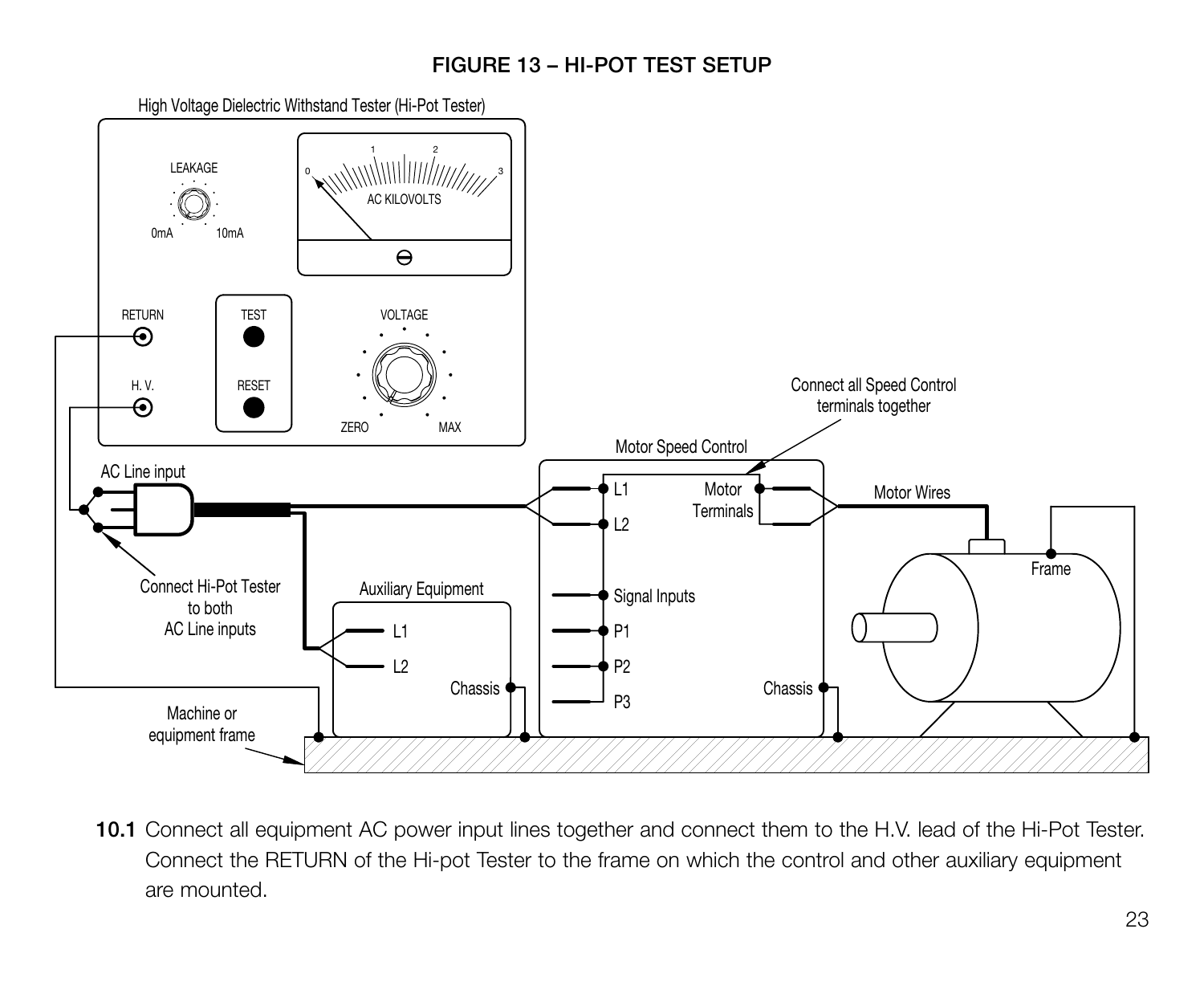**FIGURE 13 – HI-POT TEST SETUP**

**10.1** Connect all equipment AC power input lines together and connect them to the H.V. lead of the Hi-Pot Tester. Connect the RETURN of the Hi-pot Tester to the frame on which the control and other auxiliary equipment are mounted.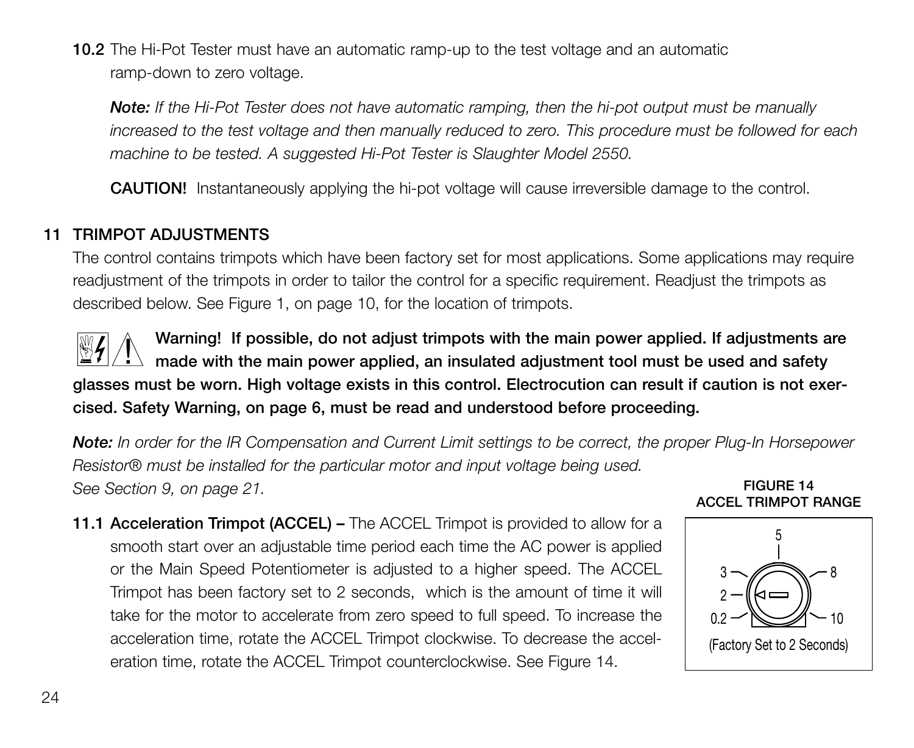**10.2** The Hi-Pot Tester must have an automatic ramp-up to the test voltage and an automatic ramp-down to zero voltage.

*Note: If the Hi-Pot Tester does not have automatic ramping, then the hi-pot output must be manually increased to the test voltage and then manually reduced to zero. This procedure must be followed for each machine to be tested. A suggested Hi-Pot Tester is Slaughter Model 2550.*

**CAUTION!** Instantaneously applying the hi-pot voltage will cause irreversible damage to the control.

## 11 TRIMPOT ADJUSTMENTS

The control contains trimpots which have been factory set for most applications. Some applications may require readjustment of the trimpots in order to tailor the control for a specific requirement. Readjust the trimpots as described below. See Figure 1, on page 10, for the location of trimpots.

**Warning! If possible, do not adjust trimpots with the main power applied. If adjustments are made with the main power applied, an insulated adjustment tool must be used and safety glasses must be worn. High voltage exists in this control. Electrocution can result if caution is not exercised. Safety Warning, on page 6, must be read and understood before proceeding.**

***Note:** In order for the IR Compensation and Current Limit settings to be correct, the proper Plug-In Horsepower Resistor® must be installed for the particular motor and input voltage being used. See Section 9, on page 21.*

**11.1 Acceleration Trimpot (ACCEL) –** The ACCEL Trimpot is provided to allow for a smooth start over an adjustable time period each time the AC power is applied or the Main Speed Potentiometer is adjusted to a higher speed. The ACCEL Trimpot has been factory set to 2 seconds, which is the amount of time it will take for the motor to accelerate from zero speed to full speed. To increase the acceleration time, rotate the ACCEL Trimpot clockwise. To decrease the acceleration time, rotate the ACCEL Trimpot counterclockwise. See Figure 14.

**FIGURE 14**
**ACCEL TRIMPOT RANGE**

0.2, 2, 3, 5, 8, 10

(Factory Set to 2 Seconds)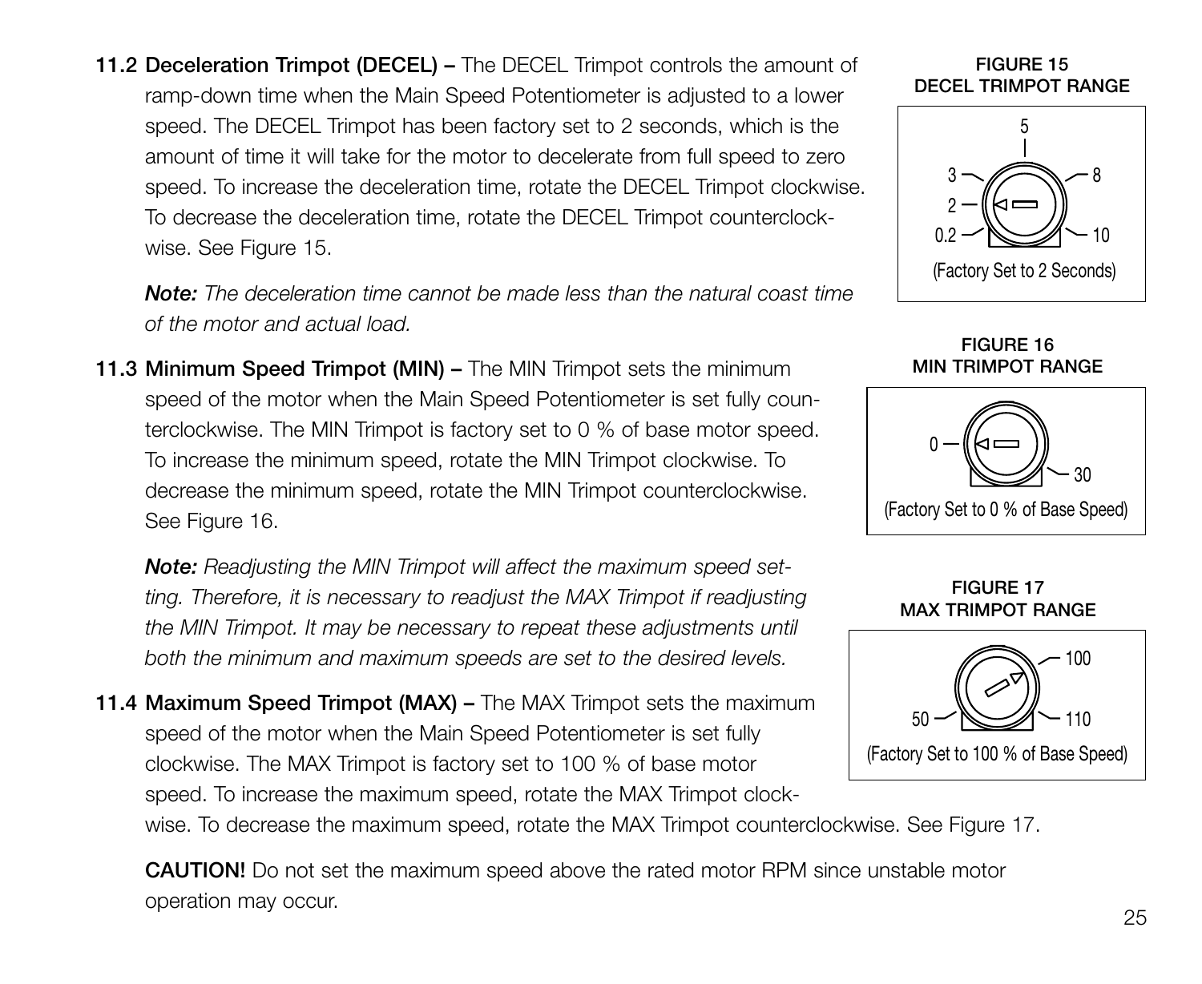**11.2 Deceleration Trimpot (DECEL) –** The DECEL Trimpot controls the amount of ramp-down time when the Main Speed Potentiometer is adjusted to a lower speed. The DECEL Trimpot has been factory set to 2 seconds, which is the amount of time it will take for the motor to decelerate from full speed to zero speed. To increase the deceleration time, rotate the DECEL Trimpot clockwise. To decrease the deceleration time, rotate the DECEL Trimpot counterclockwise. See Figure 15.

***Note:*** *The deceleration time cannot be made less than the natural coast time of the motor and actual load.*

**FIGURE 15**
**DECEL TRIMPOT RANGE**

0.2 – 2 – 3 – 5 – 8 – 10

(Factory Set to 2 Seconds)

**11.3 Minimum Speed Trimpot (MIN) –** The MIN Trimpot sets the minimum speed of the motor when the Main Speed Potentiometer is set fully counterclockwise. The MIN Trimpot is factory set to 0 % of base motor speed. To increase the minimum speed, rotate the MIN Trimpot clockwise. To decrease the minimum speed, rotate the MIN Trimpot counterclockwise. See Figure 16.

***Note:*** *Readjusting the MIN Trimpot will affect the maximum speed setting. Therefore, it is necessary to readjust the MAX Trimpot if readjusting the MIN Trimpot. It may be necessary to repeat these adjustments until both the minimum and maximum speeds are set to the desired levels.*

**FIGURE 16**
**MIN TRIMPOT RANGE**

0 – 30

(Factory Set to 0 % of Base Speed)

**11.4 Maximum Speed Trimpot (MAX) –** The MAX Trimpot sets the maximum speed of the motor when the Main Speed Potentiometer is set fully clockwise. The MAX Trimpot is factory set to 100 % of base motor speed. To increase the maximum speed, rotate the MAX Trimpot clockwise. To decrease the maximum speed, rotate the MAX Trimpot counterclockwise. See Figure 17.

**FIGURE 17**
**MAX TRIMPOT RANGE**

50 – 100 – 110

(Factory Set to 100 % of Base Speed)

**CAUTION!** Do not set the maximum speed above the rated motor RPM since unstable motor operation may occur.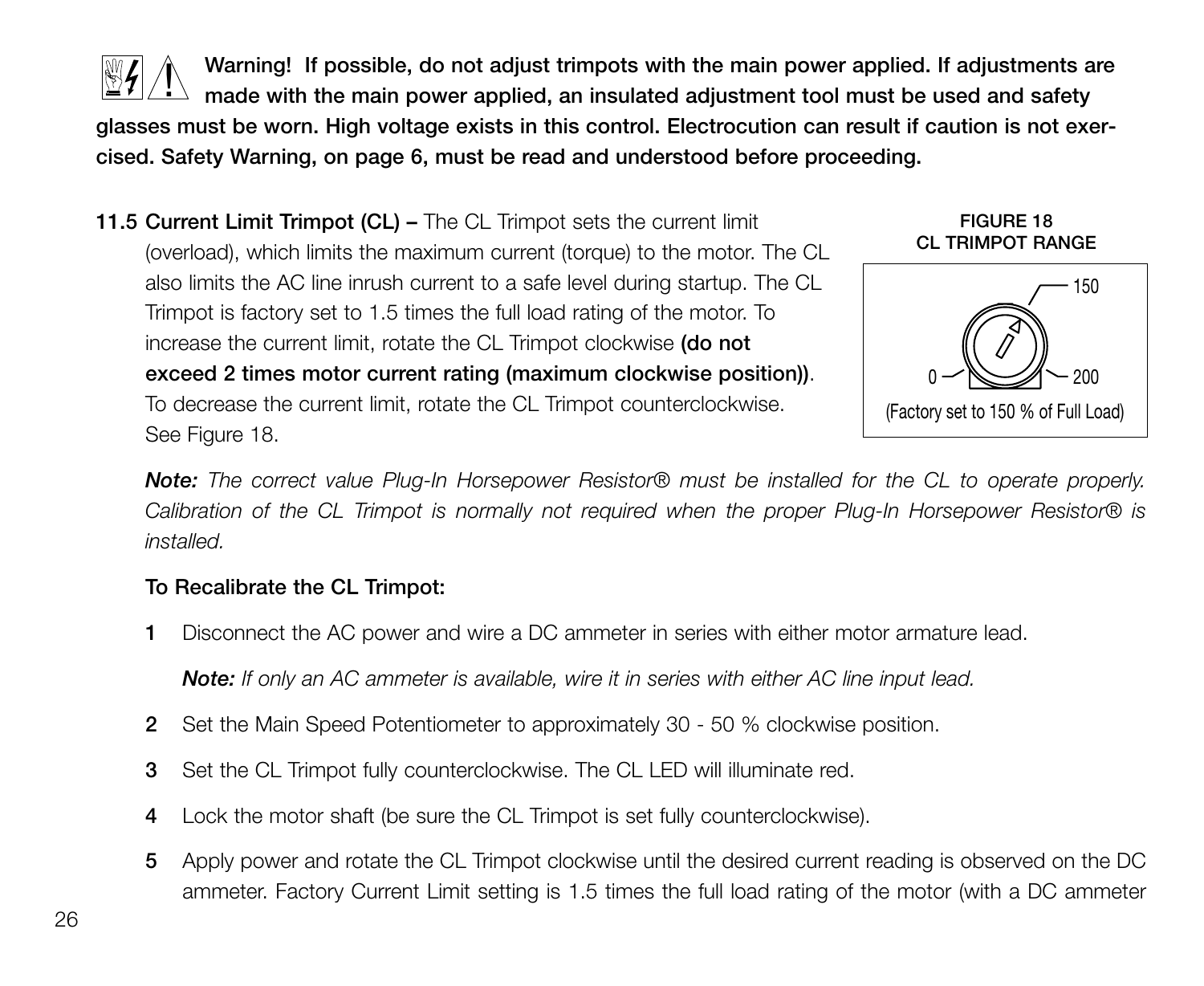**Warning! If possible, do not adjust trimpots with the main power applied. If adjustments are made with the main power applied, an insulated adjustment tool must be used and safety glasses must be worn. High voltage exists in this control. Electrocution can result if caution is not exercised. Safety Warning, on page 6, must be read and understood before proceeding.**

**11.5 Current Limit Trimpot (CL) –** The CL Trimpot sets the current limit (overload), which limits the maximum current (torque) to the motor. The CL also limits the AC line inrush current to a safe level during startup. The CL Trimpot is factory set to 1.5 times the full load rating of the motor. To increase the current limit, rotate the CL Trimpot clockwise **(do not exceed 2 times motor current rating (maximum clockwise position))**. To decrease the current limit, rotate the CL Trimpot counterclockwise. See Figure 18.

**FIGURE 18**
**CL TRIMPOT RANGE**

0 — 150 — 200

(Factory set to 150 % of Full Load)

***Note:*** *The correct value Plug-In Horsepower Resistor® must be installed for the CL to operate properly. Calibration of the CL Trimpot is normally not required when the proper Plug-In Horsepower Resistor® is installed.*

**To Recalibrate the CL Trimpot:**

**1** Disconnect the AC power and wire a DC ammeter in series with either motor armature lead.

***Note:*** *If only an AC ammeter is available, wire it in series with either AC line input lead.*

**2** Set the Main Speed Potentiometer to approximately 30 - 50 % clockwise position.

**3** Set the CL Trimpot fully counterclockwise. The CL LED will illuminate red.

**4** Lock the motor shaft (be sure the CL Trimpot is set fully counterclockwise).

**5** Apply power and rotate the CL Trimpot clockwise until the desired current reading is observed on the DC ammeter. Factory Current Limit setting is 1.5 times the full load rating of the motor (with a DC ammeter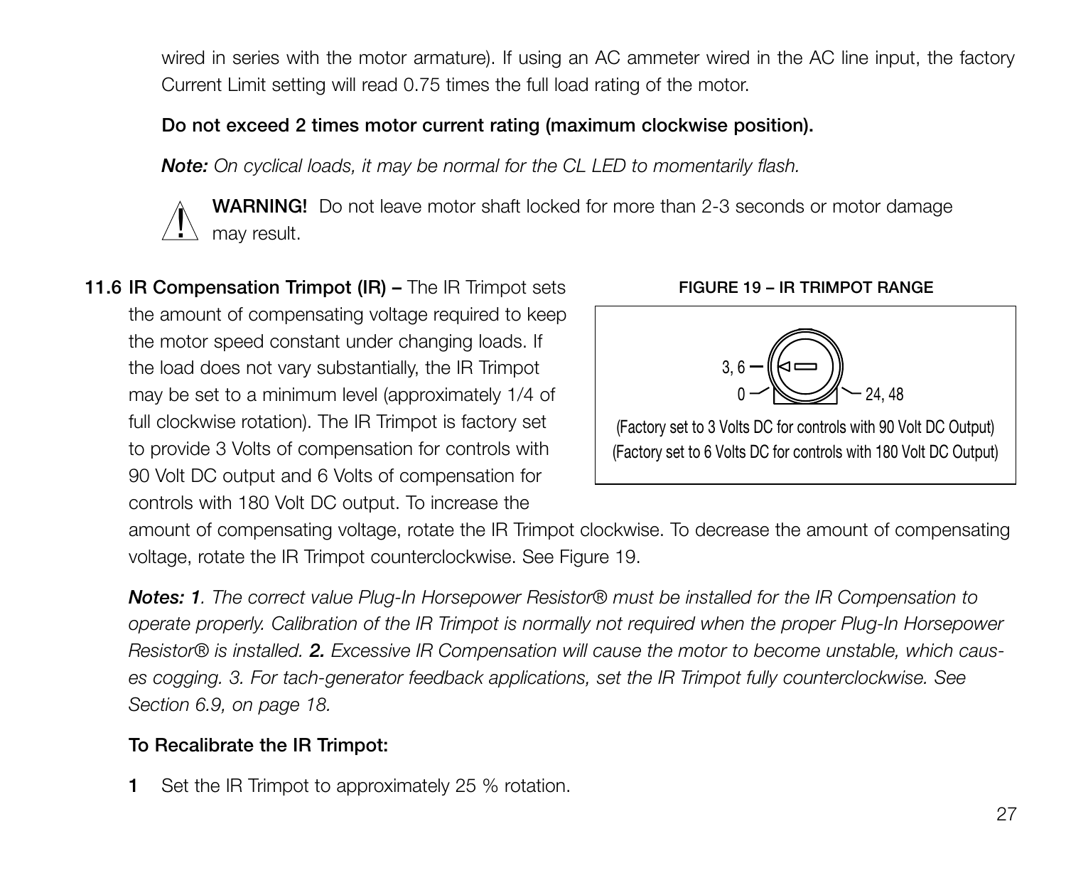wired in series with the motor armature). If using an AC ammeter wired in the AC line input, the factory Current Limit setting will read 0.75 times the full load rating of the motor.

**Do not exceed 2 times motor current rating (maximum clockwise position).**

***Note:*** *On cyclical loads, it may be normal for the CL LED to momentarily flash.*

**WARNING!** Do not leave motor shaft locked for more than 2-3 seconds or motor damage may result.

**11.6 IR Compensation Trimpot (IR) –** The IR Trimpot sets the amount of compensating voltage required to keep the motor speed constant under changing loads. If the load does not vary substantially, the IR Trimpot may be set to a minimum level (approximately 1/4 of full clockwise rotation). The IR Trimpot is factory set to provide 3 Volts of compensation for controls with 90 Volt DC output and 6 Volts of compensation for controls with 180 Volt DC output. To increase the amount of compensating voltage, rotate the IR Trimpot clockwise. To decrease the amount of compensating voltage, rotate the IR Trimpot counterclockwise. See Figure 19.

**FIGURE 19 – IR TRIMPOT RANGE**

3, 6
0
24, 48

(Factory set to 3 Volts DC for controls with 90 Volt DC Output)
(Factory set to 6 Volts DC for controls with 180 Volt DC Output)

***Notes: 1****. The correct value Plug-In Horsepower Resistor® must be installed for the IR Compensation to operate properly. Calibration of the IR Trimpot is normally not required when the proper Plug-In Horsepower Resistor® is installed.* ***2.*** *Excessive IR Compensation will cause the motor to become unstable, which causes cogging. 3. For tach-generator feedback applications, set the IR Trimpot fully counterclockwise. See Section 6.9, on page 18.*

**To Recalibrate the IR Trimpot:**

**1** Set the IR Trimpot to approximately 25 % rotation.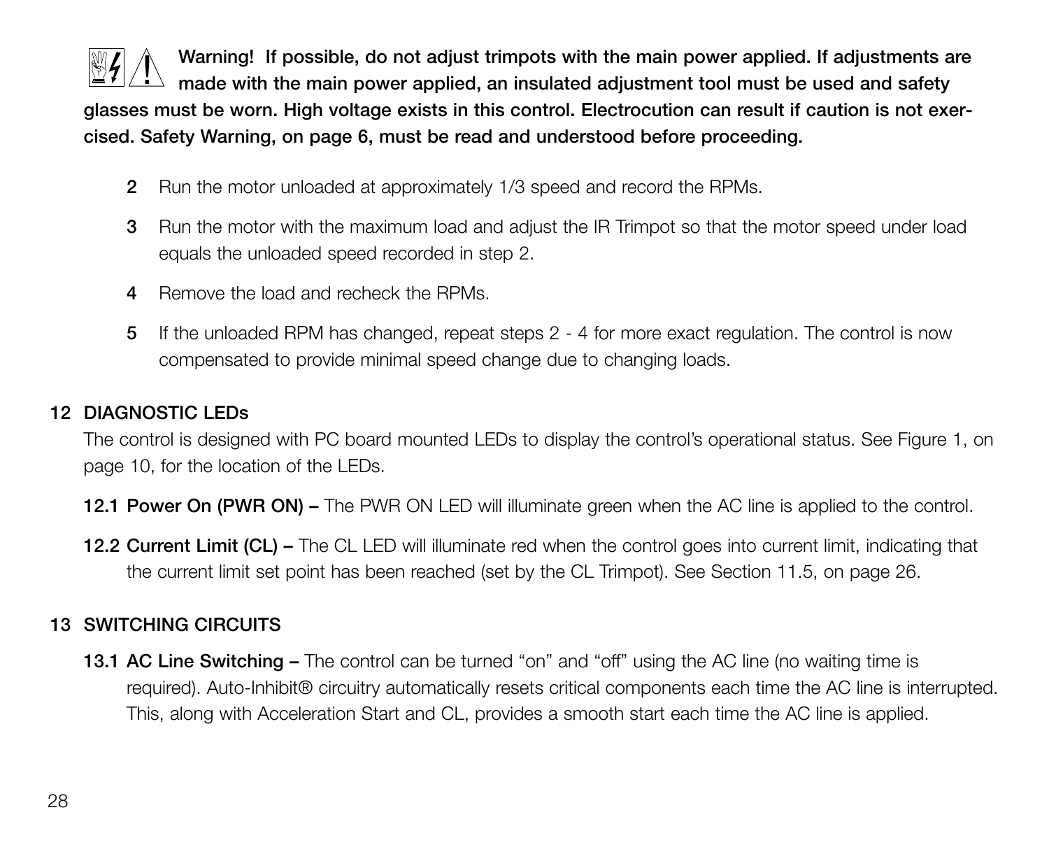**Warning! If possible, do not adjust trimpots with the main power applied. If adjustments are made with the main power applied, an insulated adjustment tool must be used and safety glasses must be worn. High voltage exists in this control. Electrocution can result if caution is not exercised. Safety Warning, on page 6, must be read and understood before proceeding.**

2. Run the motor unloaded at approximately 1/3 speed and record the RPMs.
3. Run the motor with the maximum load and adjust the IR Trimpot so that the motor speed under load equals the unloaded speed recorded in step 2.
4. Remove the load and recheck the RPMs.
5. If the unloaded RPM has changed, repeat steps 2 - 4 for more exact regulation. The control is now compensated to provide minimal speed change due to changing loads.

## 12 DIAGNOSTIC LEDs

The control is designed with PC board mounted LEDs to display the control's operational status. See Figure 1, on page 10, for the location of the LEDs.

**12.1 Power On (PWR ON) –** The PWR ON LED will illuminate green when the AC line is applied to the control.

**12.2 Current Limit (CL) –** The CL LED will illuminate red when the control goes into current limit, indicating that the current limit set point has been reached (set by the CL Trimpot). See Section 11.5, on page 26.

## 13 SWITCHING CIRCUITS

**13.1 AC Line Switching –** The control can be turned "on" and "off" using the AC line (no waiting time is required). Auto-Inhibit® circuitry automatically resets critical components each time the AC line is interrupted. This, along with Acceleration Start and CL, provides a smooth start each time the AC line is applied.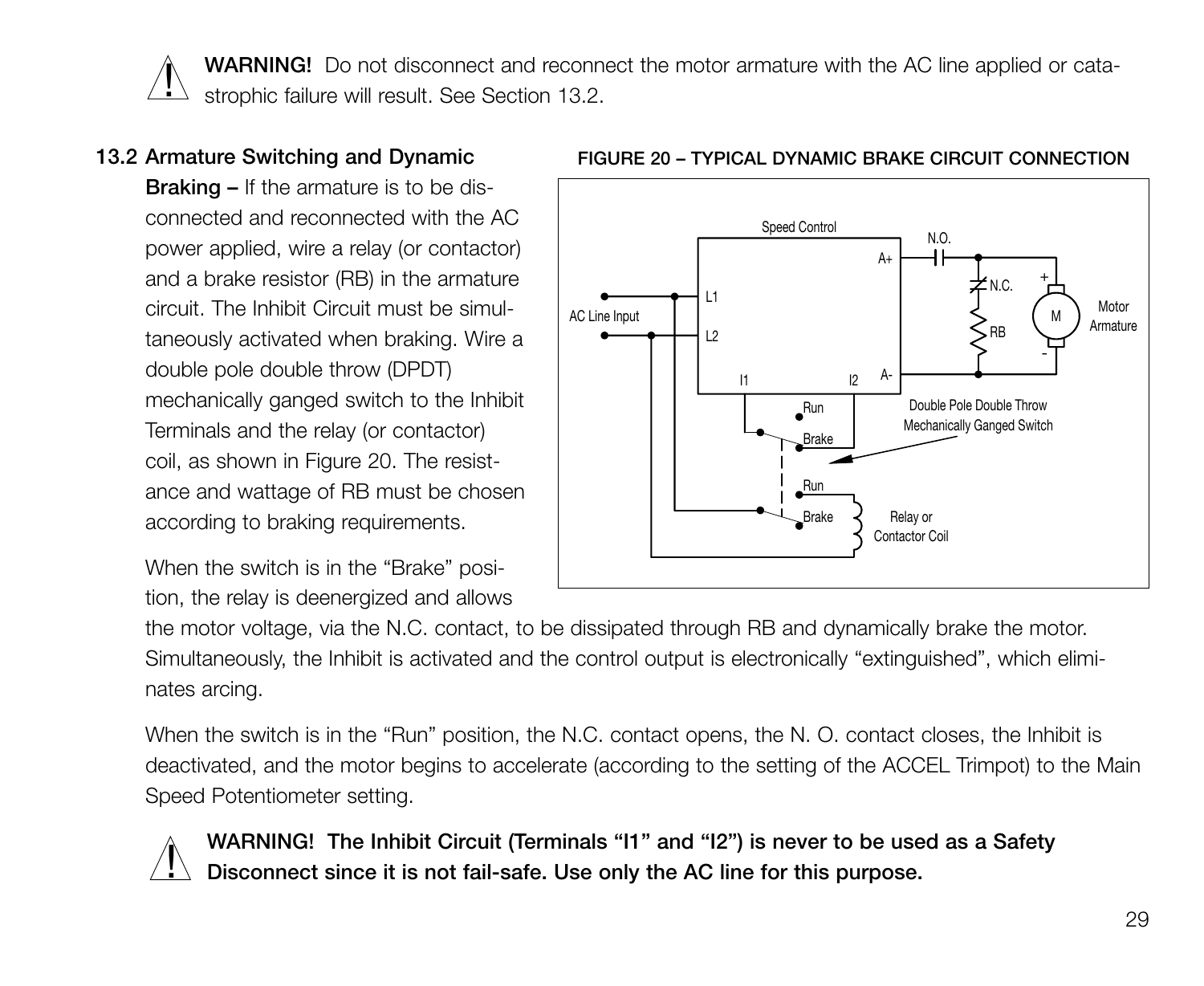> ⚠ **WARNING!** Do not disconnect and reconnect the motor armature with the AC line applied or catastrophic failure will result. See Section 13.2.

### 13.2 Armature Switching and Dynamic Braking

**Braking –** If the armature is to be disconnected and reconnected with the AC power applied, wire a relay (or contactor) and a brake resistor (RB) in the armature circuit. The Inhibit Circuit must be simultaneously activated when braking. Wire a double pole double throw (DPDT) mechanically ganged switch to the Inhibit Terminals and the relay (or contactor) coil, as shown in Figure 20. The resistance and wattage of RB must be chosen according to braking requirements.

**FIGURE 20 – TYPICAL DYNAMIC BRAKE CIRCUIT CONNECTION**

When the switch is in the "Brake" position, the relay is deenergized and allows the motor voltage, via the N.C. contact, to be dissipated through RB and dynamically brake the motor. Simultaneously, the Inhibit is activated and the control output is electronically "extinguished", which eliminates arcing.

When the switch is in the "Run" position, the N.C. contact opens, the N. O. contact closes, the Inhibit is deactivated, and the motor begins to accelerate (according to the setting of the ACCEL Trimpot) to the Main Speed Potentiometer setting.

> ⚠ **WARNING! The Inhibit Circuit (Terminals "I1" and "I2") is never to be used as a Safety Disconnect since it is not fail-safe. Use only the AC line for this purpose.**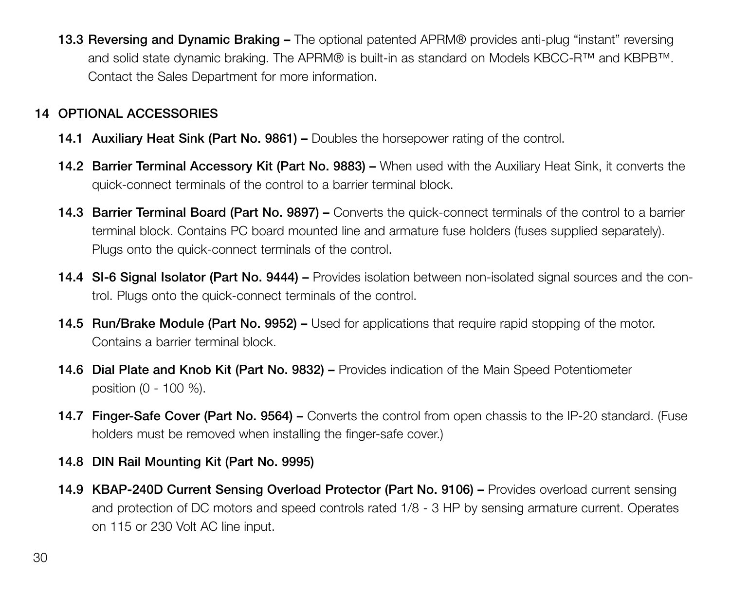**13.3 Reversing and Dynamic Braking –** The optional patented APRM® provides anti-plug "instant" reversing and solid state dynamic braking. The APRM® is built-in as standard on Models KBCC-R™ and KBPB™. Contact the Sales Department for more information.

## 14 OPTIONAL ACCESSORIES

**14.1 Auxiliary Heat Sink (Part No. 9861) –** Doubles the horsepower rating of the control.

**14.2 Barrier Terminal Accessory Kit (Part No. 9883) –** When used with the Auxiliary Heat Sink, it converts the quick-connect terminals of the control to a barrier terminal block.

**14.3 Barrier Terminal Board (Part No. 9897) –** Converts the quick-connect terminals of the control to a barrier terminal block. Contains PC board mounted line and armature fuse holders (fuses supplied separately). Plugs onto the quick-connect terminals of the control.

**14.4 SI-6 Signal Isolator (Part No. 9444) –** Provides isolation between non-isolated signal sources and the control. Plugs onto the quick-connect terminals of the control.

**14.5 Run/Brake Module (Part No. 9952) –** Used for applications that require rapid stopping of the motor. Contains a barrier terminal block.

**14.6 Dial Plate and Knob Kit (Part No. 9832) –** Provides indication of the Main Speed Potentiometer position (0 - 100 %).

**14.7 Finger-Safe Cover (Part No. 9564) –** Converts the control from open chassis to the IP-20 standard. (Fuse holders must be removed when installing the finger-safe cover.)

**14.8 DIN Rail Mounting Kit (Part No. 9995)**

**14.9 KBAP-240D Current Sensing Overload Protector (Part No. 9106) –** Provides overload current sensing and protection of DC motors and speed controls rated 1/8 - 3 HP by sensing armature current. Operates on 115 or 230 Volt AC line input.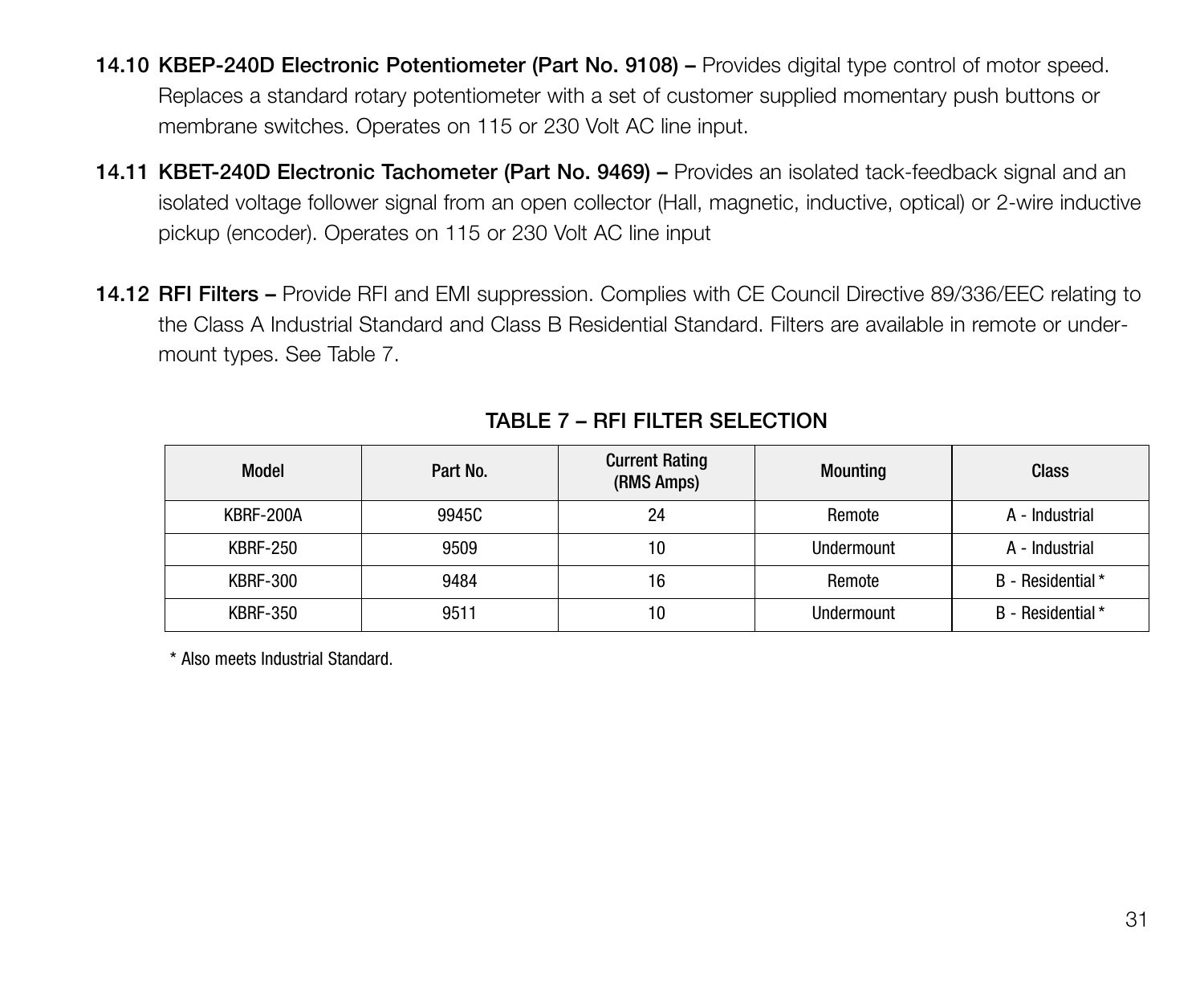**14.10 KBEP-240D Electronic Potentiometer (Part No. 9108) –** Provides digital type control of motor speed. Replaces a standard rotary potentiometer with a set of customer supplied momentary push buttons or membrane switches. Operates on 115 or 230 Volt AC line input.

**14.11 KBET-240D Electronic Tachometer (Part No. 9469) –** Provides an isolated tack-feedback signal and an isolated voltage follower signal from an open collector (Hall, magnetic, inductive, optical) or 2-wire inductive pickup (encoder). Operates on 115 or 230 Volt AC line input

**14.12 RFI Filters –** Provide RFI and EMI suppression. Complies with CE Council Directive 89/336/EEC relating to the Class A Industrial Standard and Class B Residential Standard. Filters are available in remote or under-mount types. See Table 7.

**TABLE 7 – RFI FILTER SELECTION**

| Model | Part No. | Current Rating (RMS Amps) | Mounting | Class |
|---|---|---|---|---|
| KBRF-200A | 9945C | 24 | Remote | A - Industrial |
| KBRF-250 | 9509 | 10 | Undermount | A - Industrial |
| KBRF-300 | 9484 | 16 | Remote | B - Residential * |
| KBRF-350 | 9511 | 10 | Undermount | B - Residential * |

* Also meets Industrial Standard.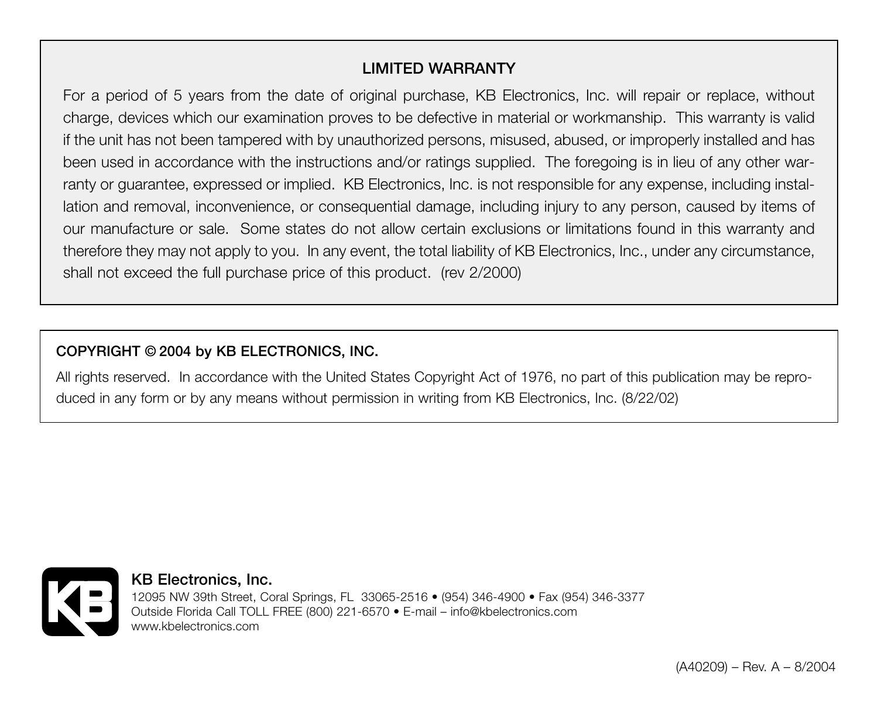## LIMITED WARRANTY

For a period of 5 years from the date of original purchase, KB Electronics, Inc. will repair or replace, without charge, devices which our examination proves to be defective in material or workmanship. This warranty is valid if the unit has not been tampered with by unauthorized persons, misused, abused, or improperly installed and has been used in accordance with the instructions and/or ratings supplied. The foregoing is in lieu of any other warranty or guarantee, expressed or implied. KB Electronics, Inc. is not responsible for any expense, including installation and removal, inconvenience, or consequential damage, including injury to any person, caused by items of our manufacture or sale. Some states do not allow certain exclusions or limitations found in this warranty and therefore they may not apply to you. In any event, the total liability of KB Electronics, Inc., under any circumstance, shall not exceed the full purchase price of this product. (rev 2/2000)

**COPYRIGHT © 2004 by KB ELECTRONICS, INC.**

All rights reserved. In accordance with the United States Copyright Act of 1976, no part of this publication may be reproduced in any form or by any means without permission in writing from KB Electronics, Inc. (8/22/02)

**KB Electronics, Inc.**
12095 NW 39th Street, Coral Springs, FL 33065-2516 • (954) 346-4900 • Fax (954) 346-3377
Outside Florida Call TOLL FREE (800) 221-6570 • E-mail – info@kbelectronics.com
www.kbelectronics.com

(A40209) – Rev. A – 8/2004